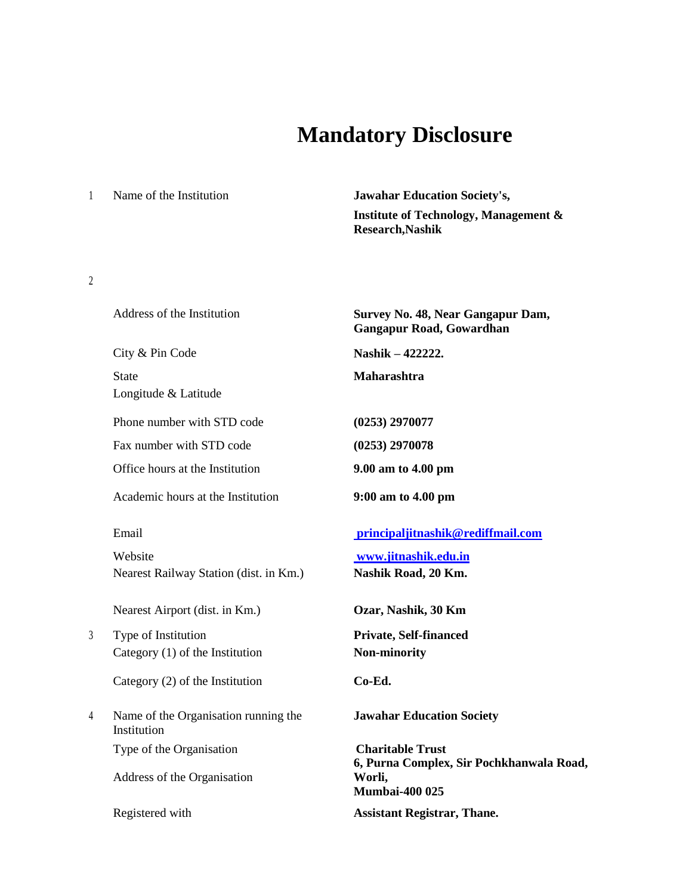# Mandatory Disclosure

| | | |
|---|---|---|
| 1 | Name of the Institution | **Jawahar Education Society's, Institute of Technology, Management & Research,Nashik** |
| 2 | | |
| | Address of the Institution | **Survey No. 48, Near Gangapur Dam, Gangapur Road, Gowardhan** |
| | City & Pin Code | **Nashik – 422222.** |
| | State | **Maharashtra** |
| | Longitude & Latitude | |
| | Phone number with STD code | **(0253) 2970077** |
| | Fax number with STD code | **(0253) 2970078** |
| | Office hours at the Institution | **9.00 am to 4.00 pm** |
| | Academic hours at the Institution | **9:00 am to 4.00 pm** |
| | Email | **principaljitnashik@rediffmail.com** |
| | Website | **www.jitnashik.edu.in** |
| | Nearest Railway Station (dist. in Km.) | **Nashik Road, 20 Km.** |
| | Nearest Airport (dist. in Km.) | **Ozar, Nashik, 30 Km** |
| 3 | Type of Institution | **Private, Self-financed** |
| | Category (1) of the Institution | **Non-minority** |
| | Category (2) of the Institution | **Co-Ed.** |
| 4 | Name of the Organisation running the Institution | **Jawahar Education Society** |
| | Type of the Organisation | **Charitable Trust** |
| | Address of the Organisation | **6, Purna Complex, Sir Pochkhanwala Road, Worli, Mumbai-400 025** |
| | Registered with | **Assistant Registrar, Thane.** |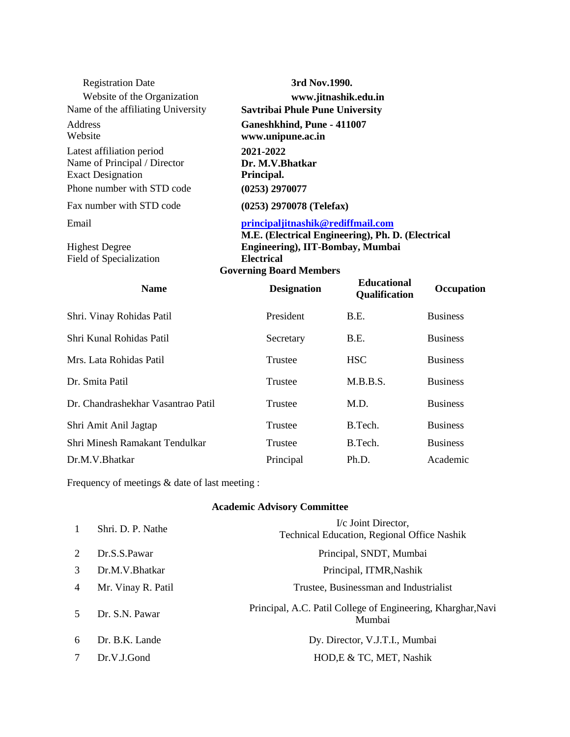| | |
|---|---|
| Registration Date | **3rd Nov.1990.** |
| Website of the Organization | **www.jitnashik.edu.in** |
| Name of the affiliating University | **Savtribai Phule Pune University** |
| Address | **Ganeshkhind, Pune - 411007** |
| Website | **www.unipune.ac.in** |
| Latest affiliation period | **2021-2022** |
| Name of Principal / Director | **Dr. M.V.Bhatkar** |
| Exact Designation | **Principal.** |
| Phone number with STD code | **(0253) 2970077** |
| Fax number with STD code | **(0253) 2970078 (Telefax)** |
| Email | **principaljitnashik@rediffmail.com** |
| Highest Degree | **M.E. (Electrical Engineering), Ph. D. (Electrical Engineering), IIT-Bombay, Mumbai** |
| Field of Specialization | **Electrical** |

**Governing Board Members**

| Name | Designation | Educational Qualification | Occupation |
|---|---|---|---|
| Shri. Vinay Rohidas Patil | President | B.E. | Business |
| Shri Kunal Rohidas Patil | Secretary | B.E. | Business |
| Mrs. Lata Rohidas Patil | Trustee | HSC | Business |
| Dr. Smita Patil | Trustee | M.B.B.S. | Business |
| Dr. Chandrashekhar Vasantrao Patil | Trustee | M.D. | Business |
| Shri Amit Anil Jagtap | Trustee | B.Tech. | Business |
| Shri Minesh Ramakant Tendulkar | Trustee | B.Tech. | Business |
| Dr.M.V.Bhatkar | Principal | Ph.D. | Academic |

Frequency of meetings & date of last meeting :

**Academic Advisory Committee**

| | | |
|---|---|---|
| 1 | Shri. D. P. Nathe | I/c Joint Director, Technical Education, Regional Office Nashik |
| 2 | Dr.S.S.Pawar | Principal, SNDT, Mumbai |
| 3 | Dr.M.V.Bhatkar | Principal, ITMR,Nashik |
| 4 | Mr. Vinay R. Patil | Trustee, Businessman and Industrialist |
| 5 | Dr. S.N. Pawar | Principal, A.C. Patil College of Engineering, Kharghar,Navi Mumbai |
| 6 | Dr. B.K. Lande | Dy. Director, V.J.T.I., Mumbai |
| 7 | Dr.V.J.Gond | HOD,E & TC, MET, Nashik |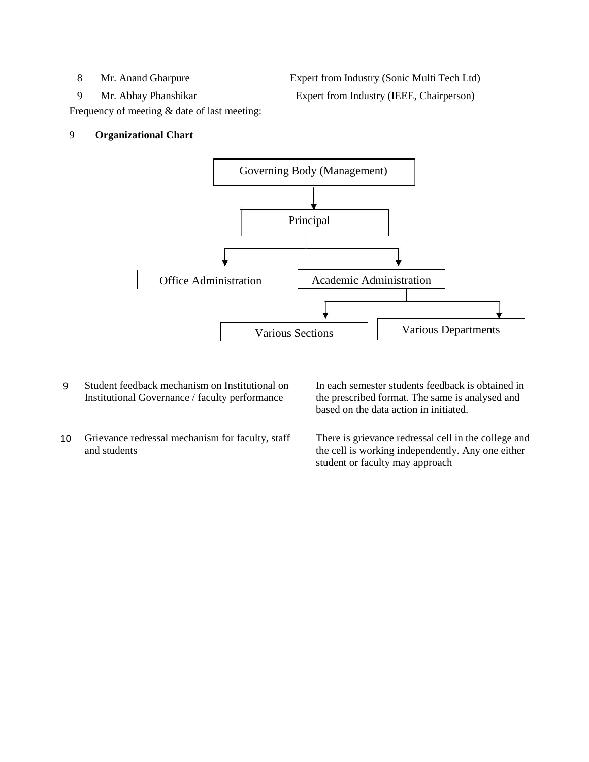| | | |
|---|---|---|
| 8 | Mr. Anand Gharpure | Expert from Industry (Sonic Multi Tech Ltd) |
| 9 | Mr. Abhay Phanshikar | Expert from Industry (IEEE, Chairperson) |

Frequency of meeting & date of last meeting:

9 **Organizational Chart**

- Governing Body (Management)
  - Principal
    - Office Administration
    - Academic Administration
      - Various Sections
      - Various Departments

| | | |
|---|---|---|
| 9 | Student feedback mechanism on Institutional on Institutional Governance / faculty performance | In each semester students feedback is obtained in the prescribed format. The same is analysed and based on the data action in initiated. |
| 10 | Grievance redressal mechanism for faculty, staff and students | There is grievance redressal cell in the college and the cell is working independently. Any one either student or faculty may approach |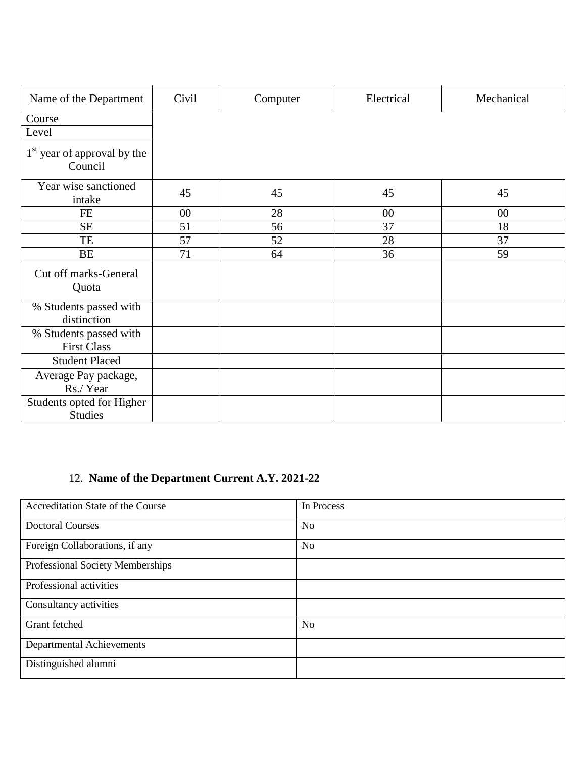| Name of the Department | Civil | Computer | Electrical | Mechanical |
|---|---|---|---|---|
| Course | | | | |
| Level | | | | |
| 1st year of approval by the Council | | | | |
| Year wise sanctioned intake | 45 | 45 | 45 | 45 |
| FE | 00 | 28 | 00 | 00 |
| SE | 51 | 56 | 37 | 18 |
| TE | 57 | 52 | 28 | 37 |
| BE | 71 | 64 | 36 | 59 |
| Cut off marks-General Quota | | | | |
| % Students passed with distinction | | | | |
| % Students passed with First Class | | | | |
| Student Placed | | | | |
| Average Pay package, Rs./ Year | | | | |
| Students opted for Higher Studies | | | | |

12. **Name of the Department Current A.Y. 2021-22**

| Accreditation State of the Course | In Process |
|---|---|
| Doctoral Courses | No |
| Foreign Collaborations, if any | No |
| Professional Society Memberships | |
| Professional activities | |
| Consultancy activities | |
| Grant fetched | No |
| Departmental Achievements | |
| Distinguished alumni | |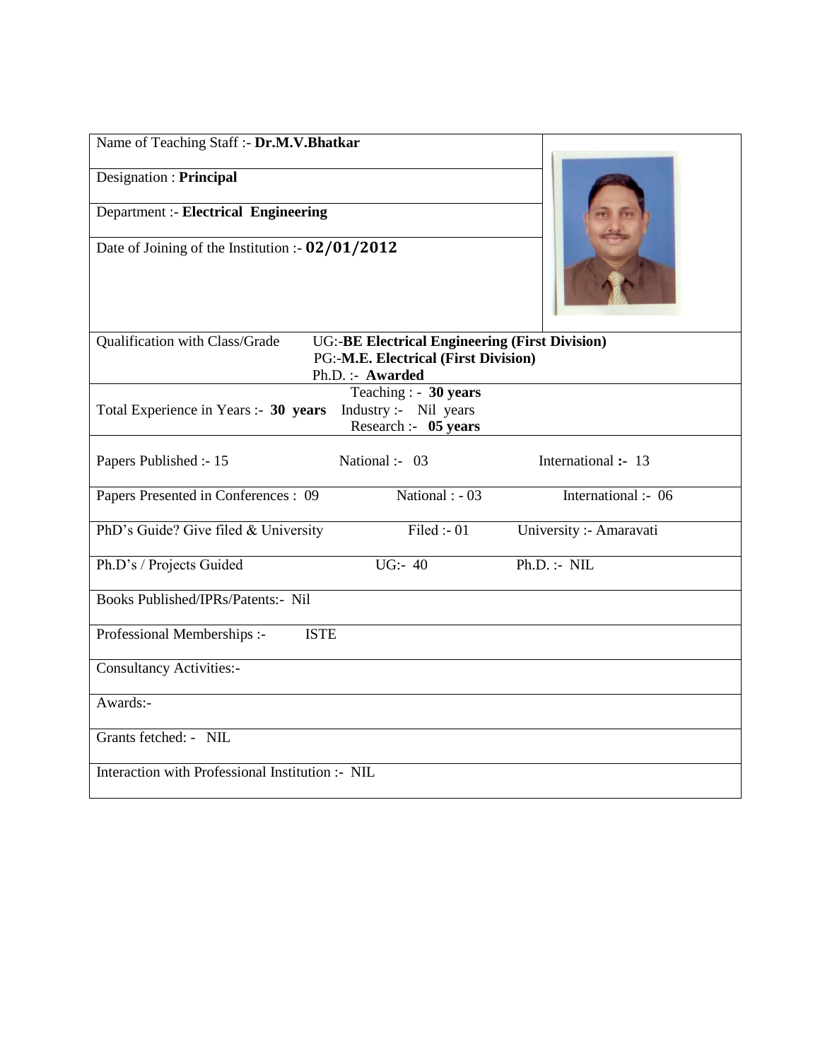| Name of Teaching Staff :- **Dr.M.V.Bhatkar** | | |
|---|---|---|
| Designation : **Principal** | | |
| Department :- **Electrical Engineering** | | |
| Date of Joining of the Institution :- **02/01/2012** | | |
| Qualification with Class/Grade | UG:-**BE Electrical Engineering (First Division)**<br>PG:-**M.E. Electrical (First Division)**<br>Ph.D. :- **Awarded** | |
| Total Experience in Years :- **30 years** | Teaching : - **30 years**<br>Industry :- Nil years<br>Research :- **05 years** | |
| Papers Published :- 15 | National :- 03 | International **:-** 13 |
| Papers Presented in Conferences : 09 | National : - 03 | International :- 06 |
| PhD's Guide? Give filed & University | Filed :- 01 | University :- Amaravati |
| Ph.D's / Projects Guided | UG:- 40 | Ph.D. :- NIL |
| Books Published/IPRs/Patents:- Nil | | |
| Professional Memberships :- ISTE | | |
| Consultancy Activities:- | | |
| Awards:- | | |
| Grants fetched: - NIL | | |
| Interaction with Professional Institution :- NIL | | |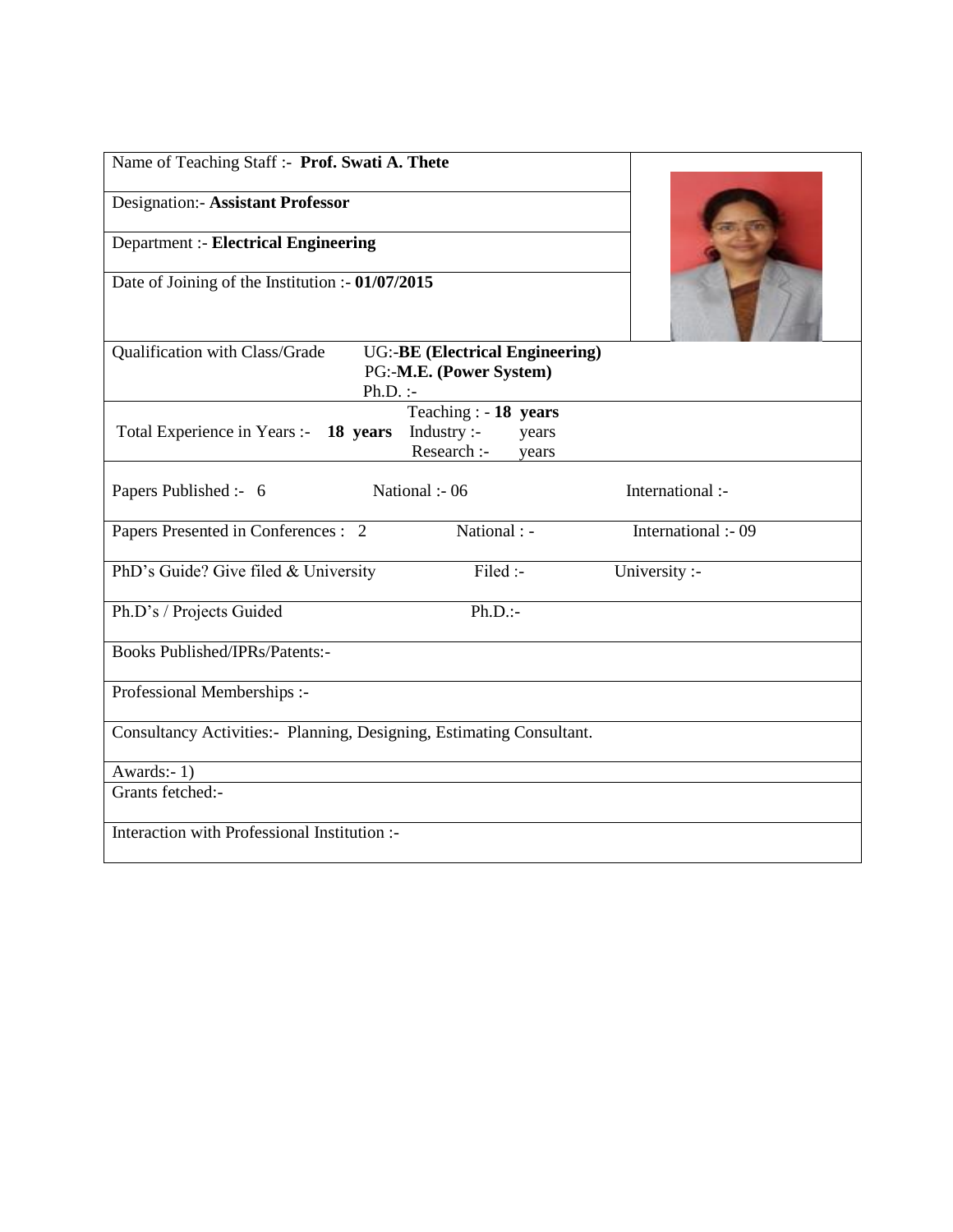| | | |
|---|---|---|
| Name of Teaching Staff :- **Prof. Swati A. Thete** | | |
| Designation:- **Assistant Professor** | | |
| Department :- **Electrical Engineering** | | |
| Date of Joining of the Institution :- **01/07/2015** | | |
| Qualification with Class/Grade | UG:-**BE (Electrical Engineering)**<br>PG:-**M.E. (Power System)**<br>Ph.D. :- | |
| Total Experience in Years :- **18 years** | Teaching : - **18 years**<br>Industry :- years<br>Research :- years | |
| Papers Published :- 6 | National :- 06 | International :- |
| Papers Presented in Conferences : 2 | National : - | International :- 09 |
| PhD's Guide? Give filed & University | Filed :- | University :- |
| Ph.D's / Projects Guided | Ph.D.:- | |
| Books Published/IPRs/Patents:- | | |
| Professional Memberships :- | | |
| Consultancy Activities:- Planning, Designing, Estimating Consultant. | | |
| Awards:- 1) | | |
| Grants fetched:- | | |
| Interaction with Professional Institution :- | | |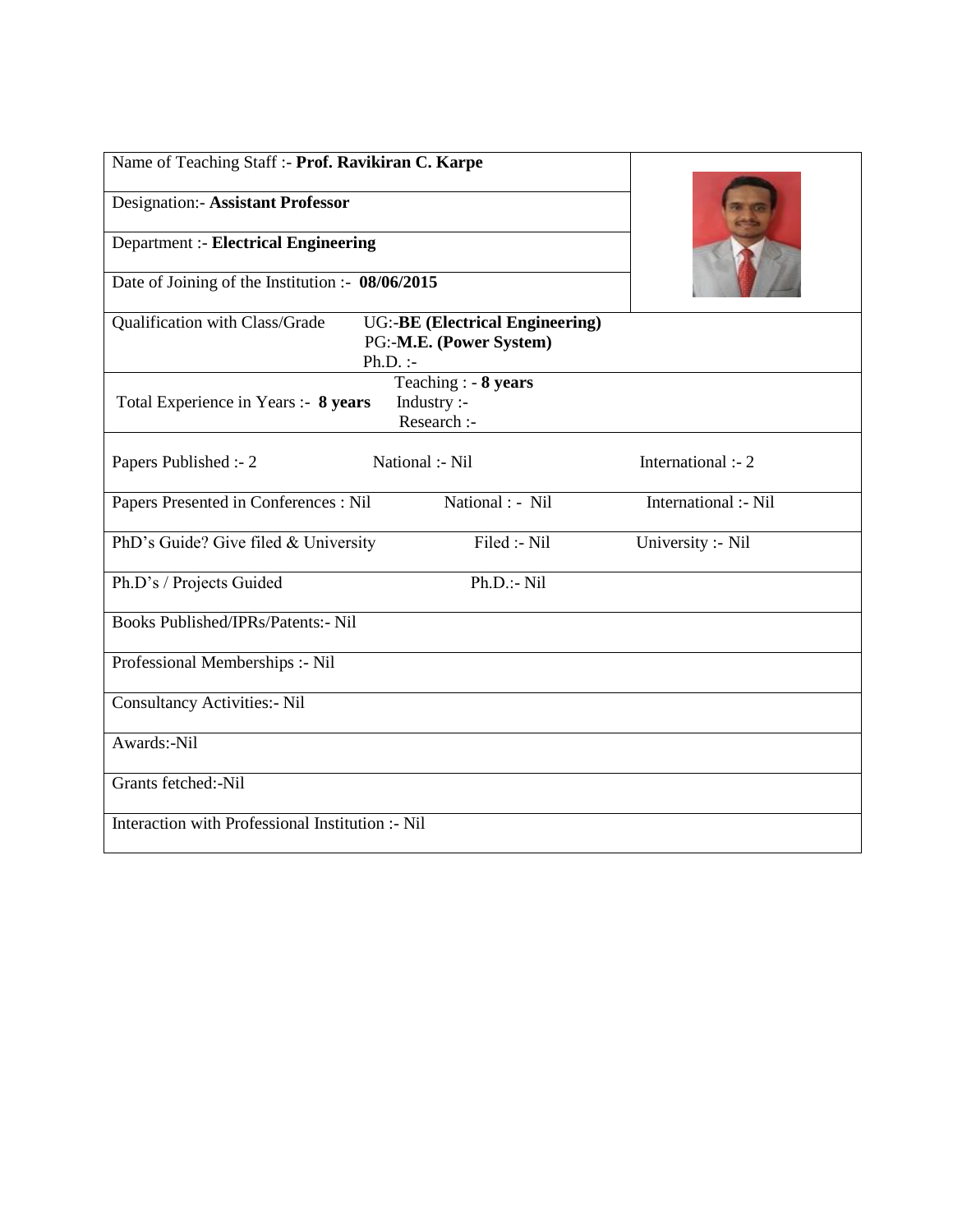| Name of Teaching Staff :- **Prof. Ravikiran C. Karpe** | | |
|---|---|---|
| Designation:- **Assistant Professor** | | |
| Department :- **Electrical Engineering** | | |
| Date of Joining of the Institution :- **08/06/2015** | | |
| Qualification with Class/Grade | UG:-**BE (Electrical Engineering)**<br>PG:-**M.E. (Power System)**<br>Ph.D. :- | |
| Total Experience in Years :- **8 years** | Teaching : - **8 years**<br>Industry :-<br>Research :- | |
| Papers Published :- 2 | National :- Nil | International :- 2 |
| Papers Presented in Conferences : Nil | National : - Nil | International :- Nil |
| PhD's Guide? Give filed & University | Filed :- Nil | University :- Nil |
| Ph.D's / Projects Guided | Ph.D.:- Nil | |
| Books Published/IPRs/Patents:- Nil | | |
| Professional Memberships :- Nil | | |
| Consultancy Activities:- Nil | | |
| Awards:-Nil | | |
| Grants fetched:-Nil | | |
| Interaction with Professional Institution :- Nil | | |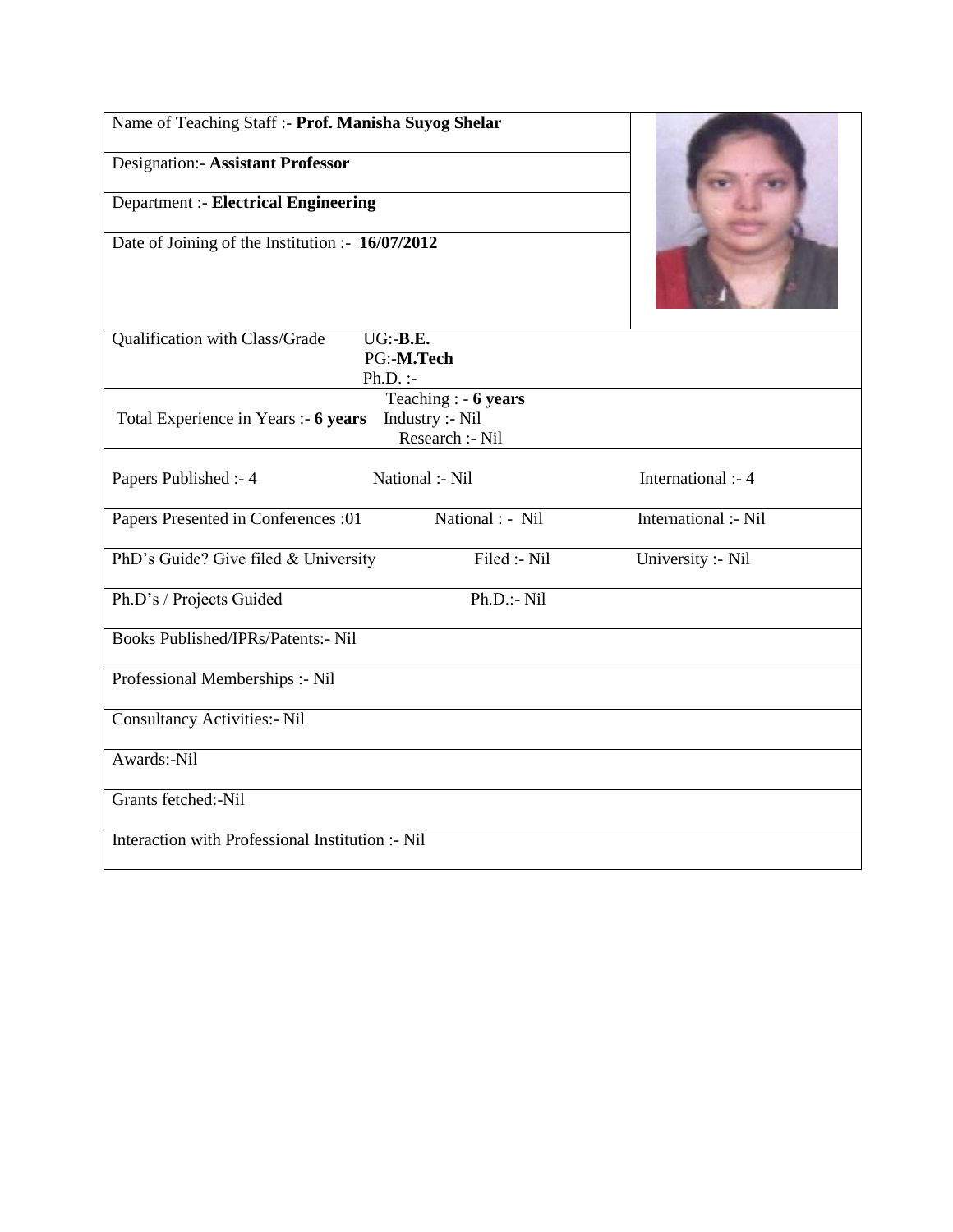| | |
|---|---|
| Name of Teaching Staff :- **Prof. Manisha Suyog Shelar** | |
| Designation:- **Assistant Professor** | |
| Department :- **Electrical Engineering** | |
| Date of Joining of the Institution :- **16/07/2012** | |

| | | |
|---|---|---|
| Qualification with Class/Grade | UG:-**B.E.**<br>PG:-**M.Tech**<br>Ph.D. :- | |
| Total Experience in Years :- **6 years** | Teaching : - **6 years**<br>Industry :- Nil<br>Research :- Nil | |
| Papers Published :- 4 | National :- Nil | International :- 4 |
| Papers Presented in Conferences :01 | National : - Nil | International :- Nil |
| PhD's Guide? Give filed & University | Filed :- Nil | University :- Nil |
| Ph.D's / Projects Guided | Ph.D.:- Nil | |
| Books Published/IPRs/Patents:- Nil | | |
| Professional Memberships :- Nil | | |
| Consultancy Activities:- Nil | | |
| Awards:-Nil | | |
| Grants fetched:-Nil | | |
| Interaction with Professional Institution :- Nil | | |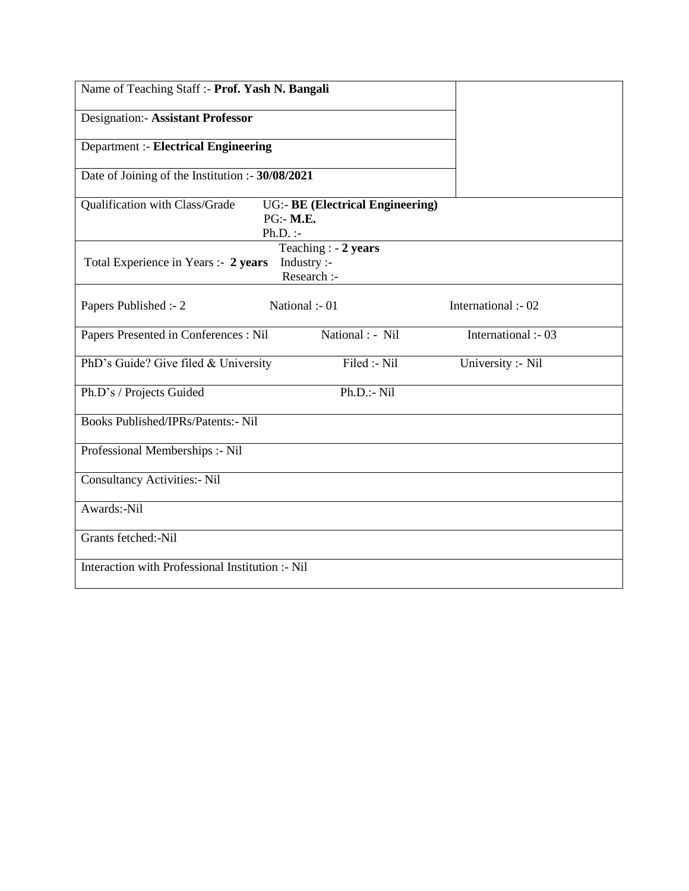| Name of Teaching Staff :- **Prof. Yash N. Bangali** | | |
|---|---|---|
| Designation:- **Assistant Professor** | | |
| Department :- **Electrical Engineering** | | |
| Date of Joining of the Institution :- **30/08/2021** | | |
| Qualification with Class/Grade | UG:- **BE (Electrical Engineering)**<br>PG:- **M.E.**<br>Ph.D. :- | |
| Total Experience in Years :- **2 years** | Teaching : - **2 years**<br>Industry :-<br>Research :- | |
| Papers Published :- 2 | National :- 01 | International :- 02 |
| Papers Presented in Conferences : Nil | National : - Nil | International :- 03 |
| PhD's Guide? Give filed & University | Filed :- Nil | University :- Nil |
| Ph.D's / Projects Guided | Ph.D.:- Nil | |
| Books Published/IPRs/Patents:- Nil | | |
| Professional Memberships :- Nil | | |
| Consultancy Activities:- Nil | | |
| Awards:-Nil | | |
| Grants fetched:-Nil | | |
| Interaction with Professional Institution :- Nil | | |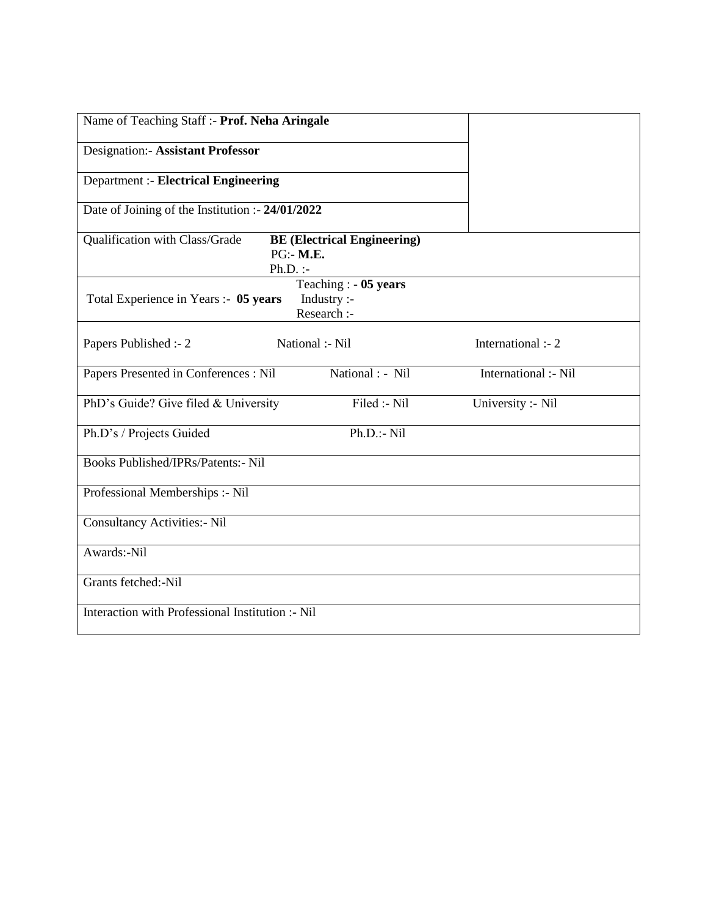| Name of Teaching Staff :- **Prof. Neha Aringale** | | |
|---|---|---|
| Designation:- **Assistant Professor** | | |
| Department :- **Electrical Engineering** | | |
| Date of Joining of the Institution :- **24/01/2022** | | |
| Qualification with Class/Grade | **BE (Electrical Engineering)**<br>PG:- **M.E.**<br>Ph.D. :- | |
| Total Experience in Years :- **05 years** | Teaching : - **05 years**<br>Industry :-<br>Research :- | |
| Papers Published :- 2 | National :- Nil | International :- 2 |
| Papers Presented in Conferences : Nil | National : - Nil | International :- Nil |
| PhD's Guide? Give filed & University | Filed :- Nil | University :- Nil |
| Ph.D's / Projects Guided | Ph.D.:- Nil | |
| Books Published/IPRs/Patents:- Nil | | |
| Professional Memberships :- Nil | | |
| Consultancy Activities:- Nil | | |
| Awards:-Nil | | |
| Grants fetched:-Nil | | |
| Interaction with Professional Institution :- Nil | | |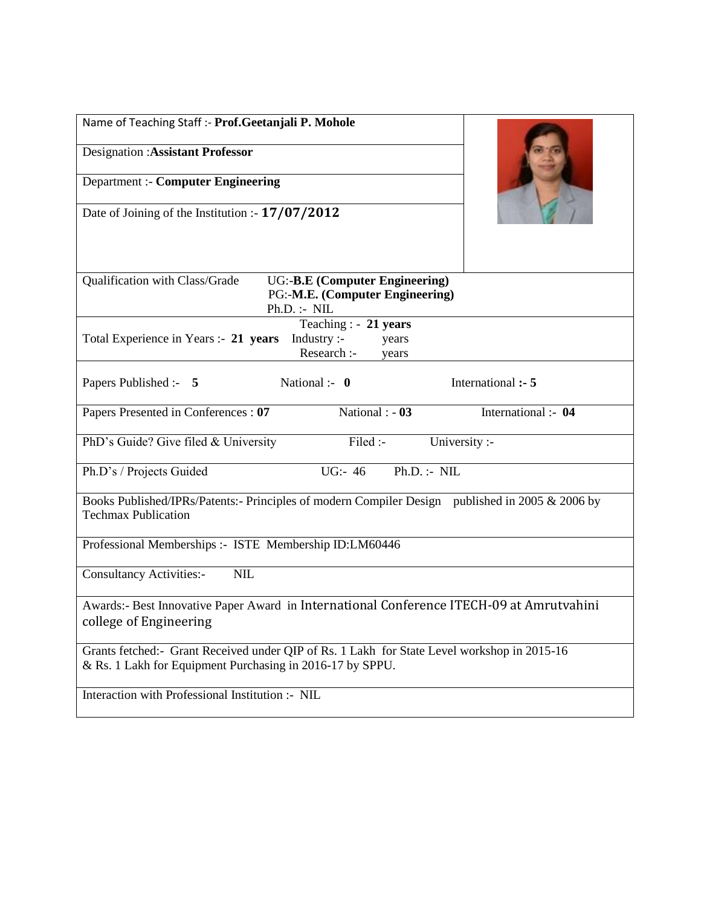| Name of Teaching Staff :- **Prof.Geetanjali P. Mohole** | | |
|---|---|---|
| Designation :**Assistant Professor** | | |
| Department :- **Computer Engineering** | | |
| Date of Joining of the Institution :- **17/07/2012** | | |
| Qualification with Class/Grade | UG:-**B.E (Computer Engineering)**<br>PG:-**M.E. (Computer Engineering)**<br>Ph.D. :- NIL | |
| Total Experience in Years :- **21 years** | Teaching : - **21 years**<br>Industry :- years<br>Research :- years | |
| Papers Published :- **5** | National :- **0** | International **:- 5** |
| Papers Presented in Conferences : **07** | National : **- 03** | International :- **04** |
| PhD's Guide? Give filed & University | Filed :- | University :- |
| Ph.D's / Projects Guided | UG:- 46 | Ph.D. :- NIL |
| Books Published/IPRs/Patents:- Principles of modern Compiler Design published in 2005 & 2006 by Techmax Publication | | |
| Professional Memberships :- ISTE Membership ID:LM60446 | | |
| Consultancy Activities:- NIL | | |
| Awards:- Best Innovative Paper Award in International Conference ITECH-09 at Amrutvahini college of Engineering | | |
| Grants fetched:- Grant Received under QIP of Rs. 1 Lakh for State Level workshop in 2015-16 & Rs. 1 Lakh for Equipment Purchasing in 2016-17 by SPPU. | | |
| Interaction with Professional Institution :- NIL | | |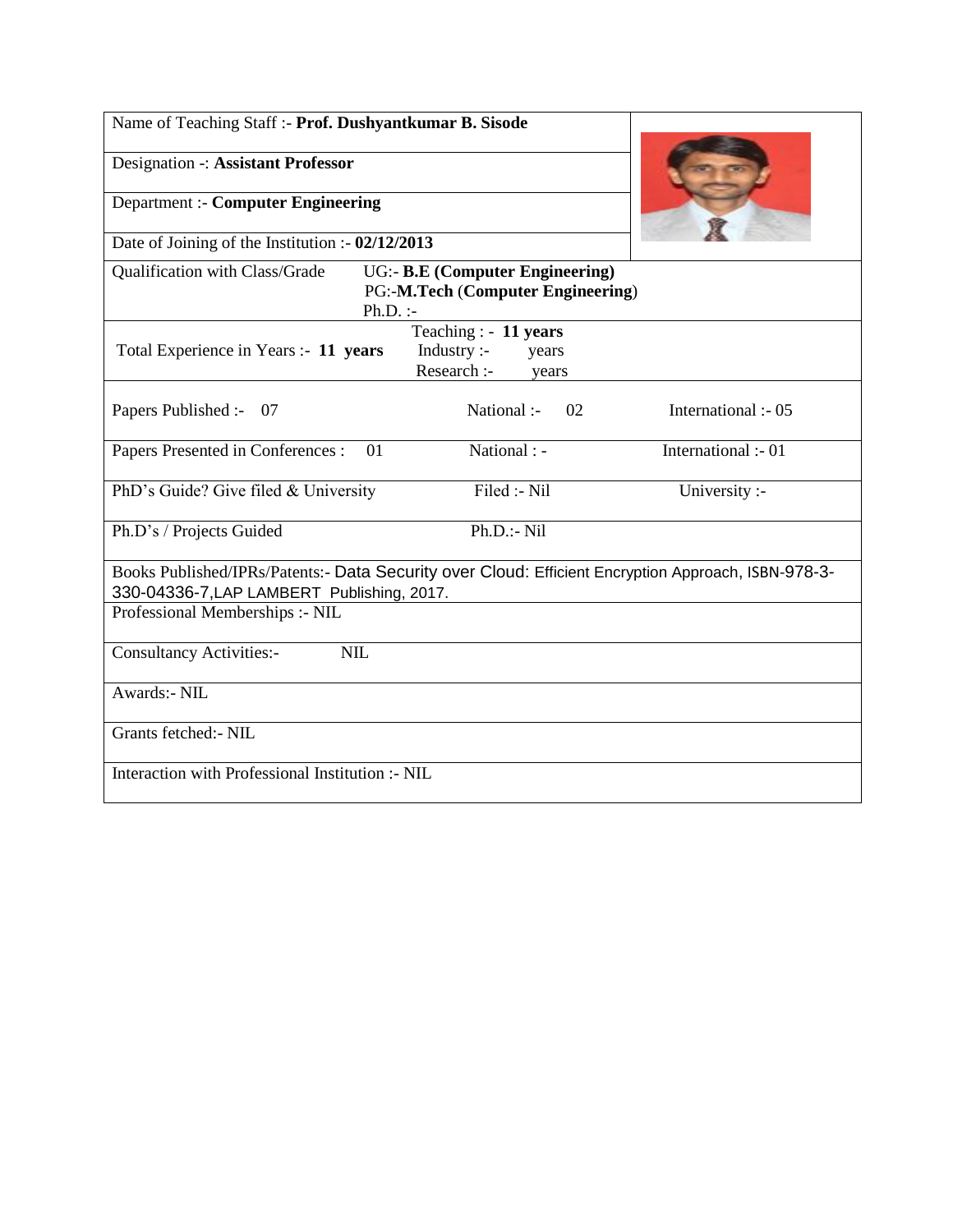| | |
|---|---|
| Name of Teaching Staff :- **Prof. Dushyantkumar B. Sisode** | |
| Designation -: **Assistant Professor** | |
| Department :- **Computer Engineering** | |
| Date of Joining of the Institution :- **02/12/2013** | |

| | | |
|---|---|---|
| Qualification with Class/Grade | UG:- **B.E (Computer Engineering)**<br>PG:-**M.Tech** (**Computer Engineering**)<br>Ph.D. :- | |
| Total Experience in Years :- **11 years** | Teaching : - **11 years**<br>Industry :- years<br>Research :- years | |
| Papers Published :- 07 | National :- 02 | International :- 05 |
| Papers Presented in Conferences : 01 | National : - | International :- 01 |
| PhD's Guide? Give filed & University | Filed :- Nil | University :- |
| Ph.D's / Projects Guided | Ph.D.:- Nil | |
| Books Published/IPRs/Patents:- Data Security over Cloud: Efficient Encryption Approach, ISBN-978-3-330-04336-7,LAP LAMBERT Publishing, 2017. | | |
| Professional Memberships :- NIL | | |
| Consultancy Activities:- NIL | | |
| Awards:- NIL | | |
| Grants fetched:- NIL | | |
| Interaction with Professional Institution :- NIL | | |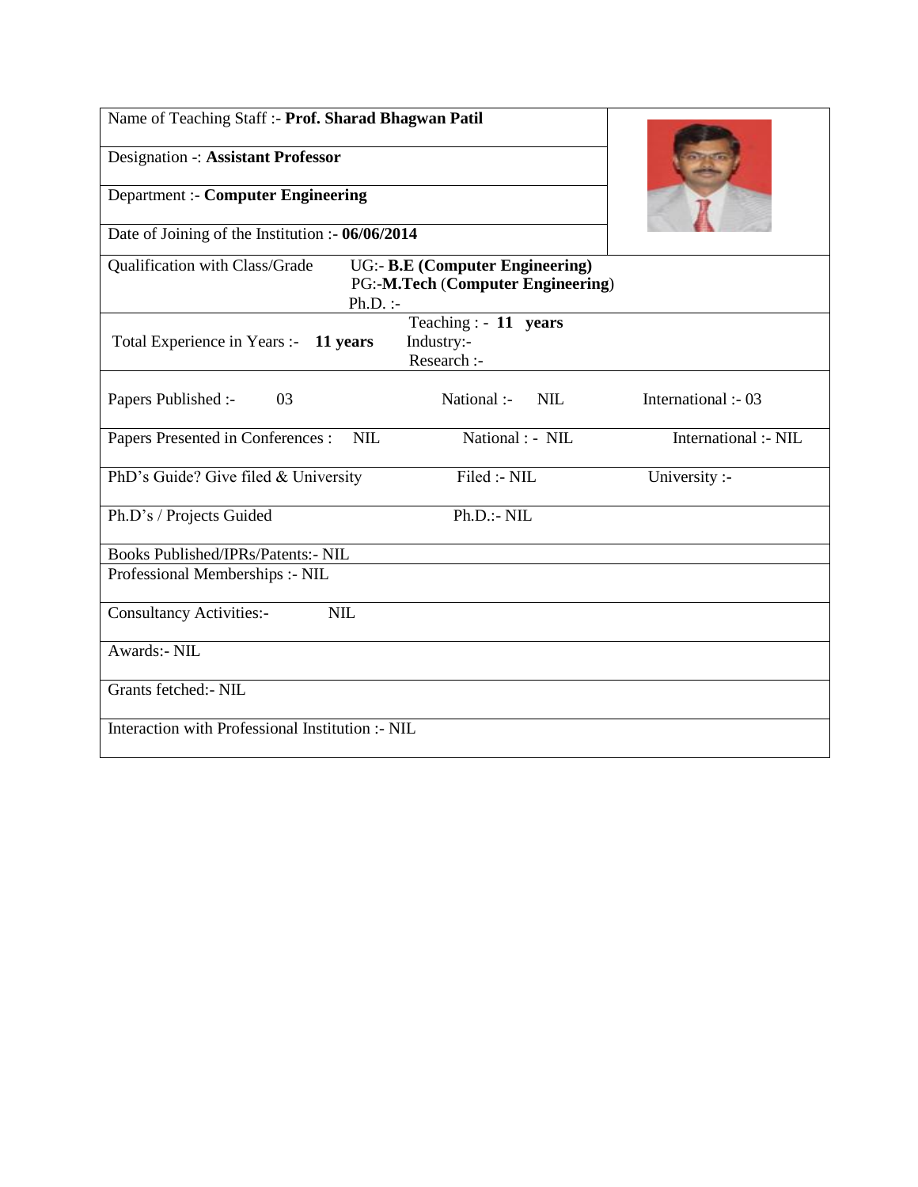| Name of Teaching Staff :- **Prof. Sharad Bhagwan Patil** | | |
|---|---|---|
| Designation -: **Assistant Professor** | | |
| Department :- **Computer Engineering** | | |
| Date of Joining of the Institution :- **06/06/2014** | | |
| Qualification with Class/Grade | UG:- **B.E (Computer Engineering)**<br>PG:-**M.Tech (Computer Engineering)**<br>Ph.D. :- | |
| Total Experience in Years :- **11 years** | Teaching : - **11 years**<br>Industry:-<br>Research :- | |
| Papers Published :- 03 | National :- NIL | International :- 03 |
| Papers Presented in Conferences : NIL | National : - NIL | International :- NIL |
| PhD's Guide? Give filed & University | Filed :- NIL | University :- |
| Ph.D's / Projects Guided | Ph.D.:- NIL | |
| Books Published/IPRs/Patents:- NIL | | |
| Professional Memberships :- NIL | | |
| Consultancy Activities:- NIL | | |
| Awards:- NIL | | |
| Grants fetched:- NIL | | |
| Interaction with Professional Institution :- NIL | | |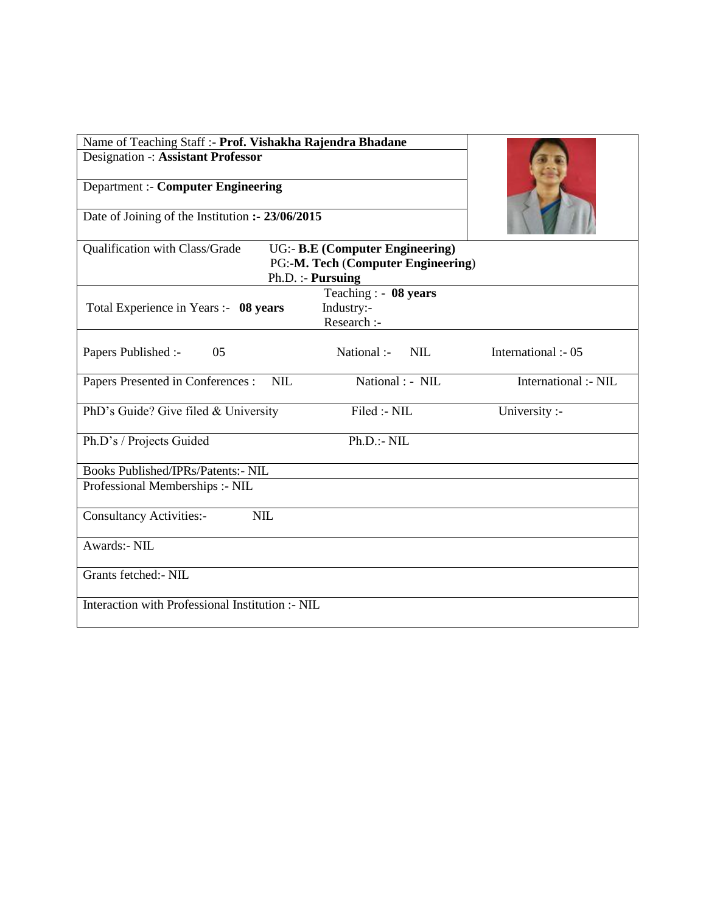| Name of Teaching Staff :- **Prof. Vishakha Rajendra Bhadane** | | |
|---|---|---|
| Designation -: **Assistant Professor** | | |
| Department :- **Computer Engineering** | | |
| Date of Joining of the Institution **:- 23/06/2015** | | |
| Qualification with Class/Grade | UG:- **B.E (Computer Engineering)**<br>PG:-**M. Tech** (**Computer Engineering**)<br>Ph.D. :- **Pursuing** | |
| Total Experience in Years :- **08 years** | Teaching : - **08 years**<br>Industry:-<br>Research :- | |
| Papers Published :- 05 | National :- NIL | International :- 05 |
| Papers Presented in Conferences : NIL | National : - NIL | International :- NIL |
| PhD's Guide? Give filed & University | Filed :- NIL | University :- |
| Ph.D's / Projects Guided | Ph.D.:- NIL | |
| Books Published/IPRs/Patents:- NIL | | |
| Professional Memberships :- NIL | | |
| Consultancy Activities:- NIL | | |
| Awards:- NIL | | |
| Grants fetched:- NIL | | |
| Interaction with Professional Institution :- NIL | | |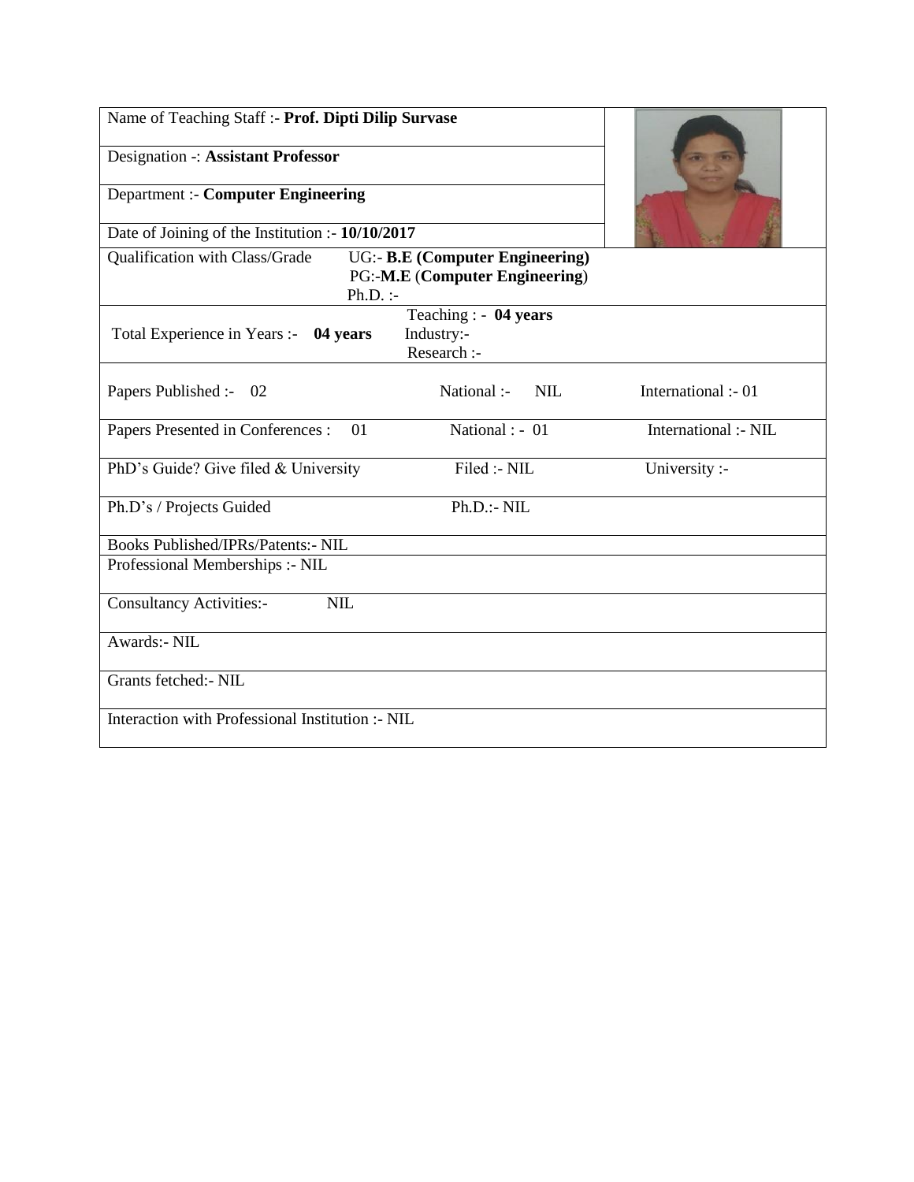| Name of Teaching Staff :- **Prof. Dipti Dilip Survase** | | |
|---|---|---|
| Designation -: **Assistant Professor** | | |
| Department :- **Computer Engineering** | | |
| Date of Joining of the Institution :- **10/10/2017** | | |
| Qualification with Class/Grade | UG:- **B.E (Computer Engineering)**<br>PG:-**M.E** (**Computer Engineering**)<br>Ph.D. :- | |
| Total Experience in Years :- **04 years** | Teaching : - **04 years**<br>Industry:-<br>Research :- | |
| Papers Published :- 02 | National :- NIL | International :- 01 |
| Papers Presented in Conferences : 01 | National : - 01 | International :- NIL |
| PhD's Guide? Give filed & University | Filed :- NIL | University :- |
| Ph.D's / Projects Guided | Ph.D.:- NIL | |
| Books Published/IPRs/Patents:- NIL | | |
| Professional Memberships :- NIL | | |
| Consultancy Activities:- NIL | | |
| Awards:- NIL | | |
| Grants fetched:- NIL | | |
| Interaction with Professional Institution :- NIL | | |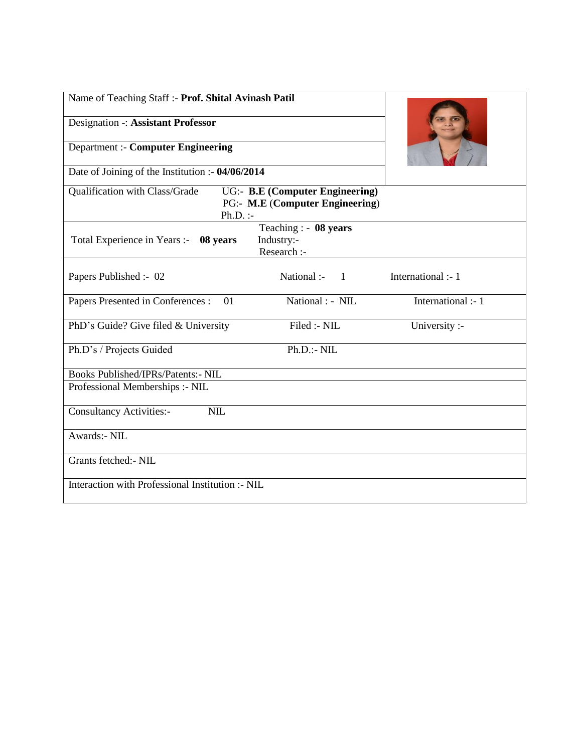| Name of Teaching Staff :- **Prof. Shital Avinash Patil** | | |
|---|---|---|
| Designation -: **Assistant Professor** | | |
| Department :- **Computer Engineering** | | |
| Date of Joining of the Institution :- **04/06/2014** | | |
| Qualification with Class/Grade | UG:- **B.E (Computer Engineering)**<br>PG:- **M.E** (**Computer Engineering**)<br>Ph.D. :- | |
| Total Experience in Years :- **08 years** | Teaching : - **08 years**<br>Industry:-<br>Research :- | |
| Papers Published :- 02 | National :- 1 | International :- 1 |
| Papers Presented in Conferences : 01 | National : - NIL | International :- 1 |
| PhD's Guide? Give filed & University | Filed :- NIL | University :- |
| Ph.D's / Projects Guided | Ph.D.:- NIL | |
| Books Published/IPRs/Patents:- NIL | | |
| Professional Memberships :- NIL | | |
| Consultancy Activities:- NIL | | |
| Awards:- NIL | | |
| Grants fetched:- NIL | | |
| Interaction with Professional Institution :- NIL | | |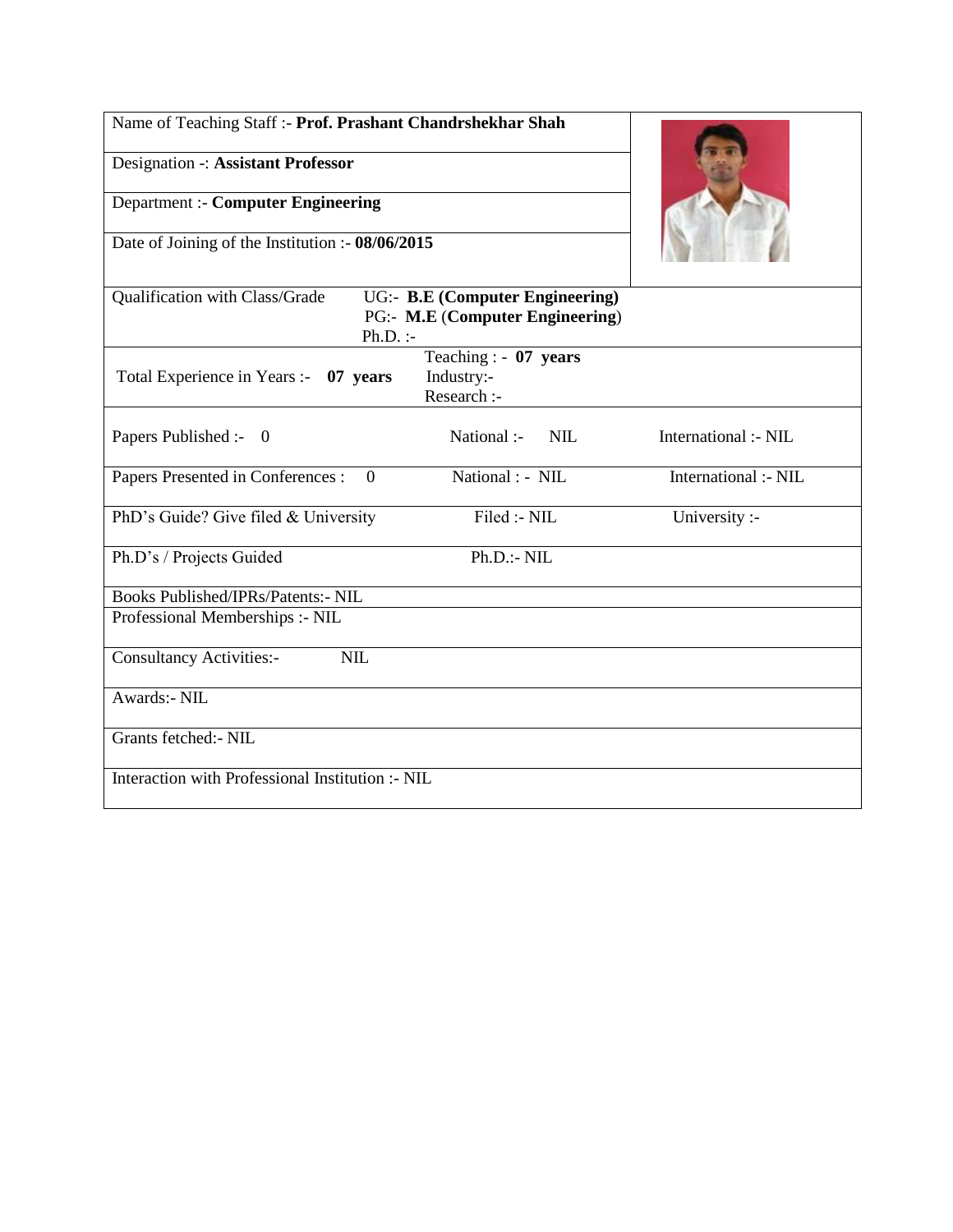| Name of Teaching Staff :- **Prof. Prashant Chandrshekhar Shah** | | |
|---|---|---|
| Designation -: **Assistant Professor** | | |
| Department :- **Computer Engineering** | | |
| Date of Joining of the Institution :- **08/06/2015** | | |
| Qualification with Class/Grade | UG:- **B.E (Computer Engineering)**<br>PG:- **M.E** (**Computer Engineering**)<br>Ph.D. :- | |
| Total Experience in Years :- **07 years** | Teaching : - **07 years**<br>Industry:-<br>Research :- | |
| Papers Published :- 0 | National :- NIL | International :- NIL |
| Papers Presented in Conferences : 0 | National : - NIL | International :- NIL |
| PhD's Guide? Give filed & University | Filed :- NIL | University :- |
| Ph.D's / Projects Guided | Ph.D.:- NIL | |
| Books Published/IPRs/Patents:- NIL | | |
| Professional Memberships :- NIL | | |
| Consultancy Activities:- NIL | | |
| Awards:- NIL | | |
| Grants fetched:- NIL | | |
| Interaction with Professional Institution :- NIL | | |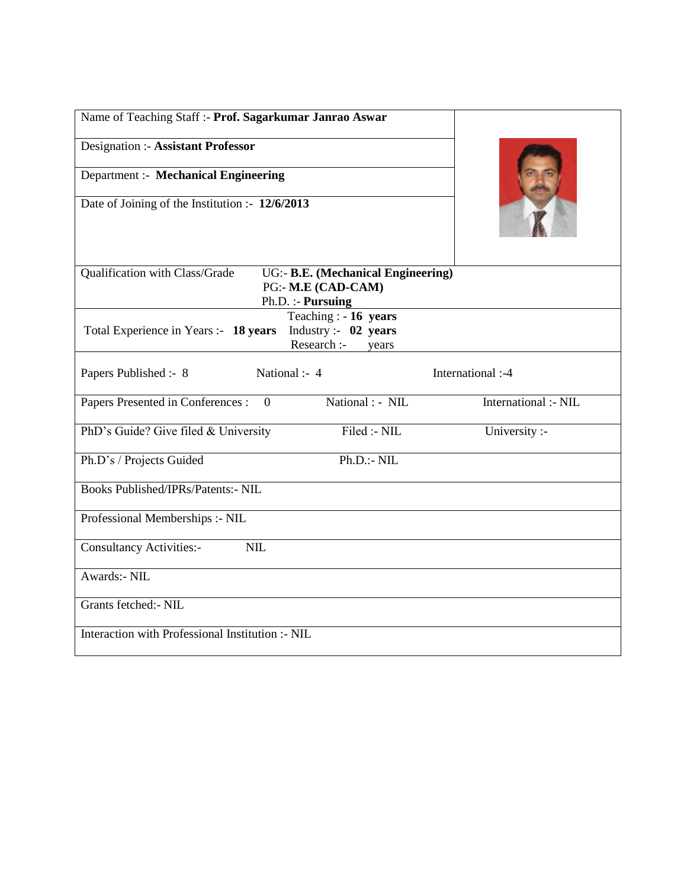| Name of Teaching Staff :- **Prof. Sagarkumar Janrao Aswar** | | |
|---|---|---|
| Designation :- **Assistant Professor** | | |
| Department :- **Mechanical Engineering** | | |
| Date of Joining of the Institution :- **12/6/2013** | | |
| Qualification with Class/Grade | UG:- **B.E. (Mechanical Engineering)**<br>PG:- **M.E (CAD-CAM)**<br>Ph.D. :- **Pursuing** | |
| Total Experience in Years :- **18 years** | Teaching : - **16 years**<br>Industry :- **02 years**<br>Research :- years | |
| Papers Published :- 8 | National :- 4 | International :-4 |
| Papers Presented in Conferences : 0 | National : - NIL | International :- NIL |
| PhD's Guide? Give filed & University | Filed :- NIL | University :- |
| Ph.D's / Projects Guided | Ph.D.:- NIL | |
| Books Published/IPRs/Patents:- NIL | | |
| Professional Memberships :- NIL | | |
| Consultancy Activities:- NIL | | |
| Awards:- NIL | | |
| Grants fetched:- NIL | | |
| Interaction with Professional Institution :- NIL | | |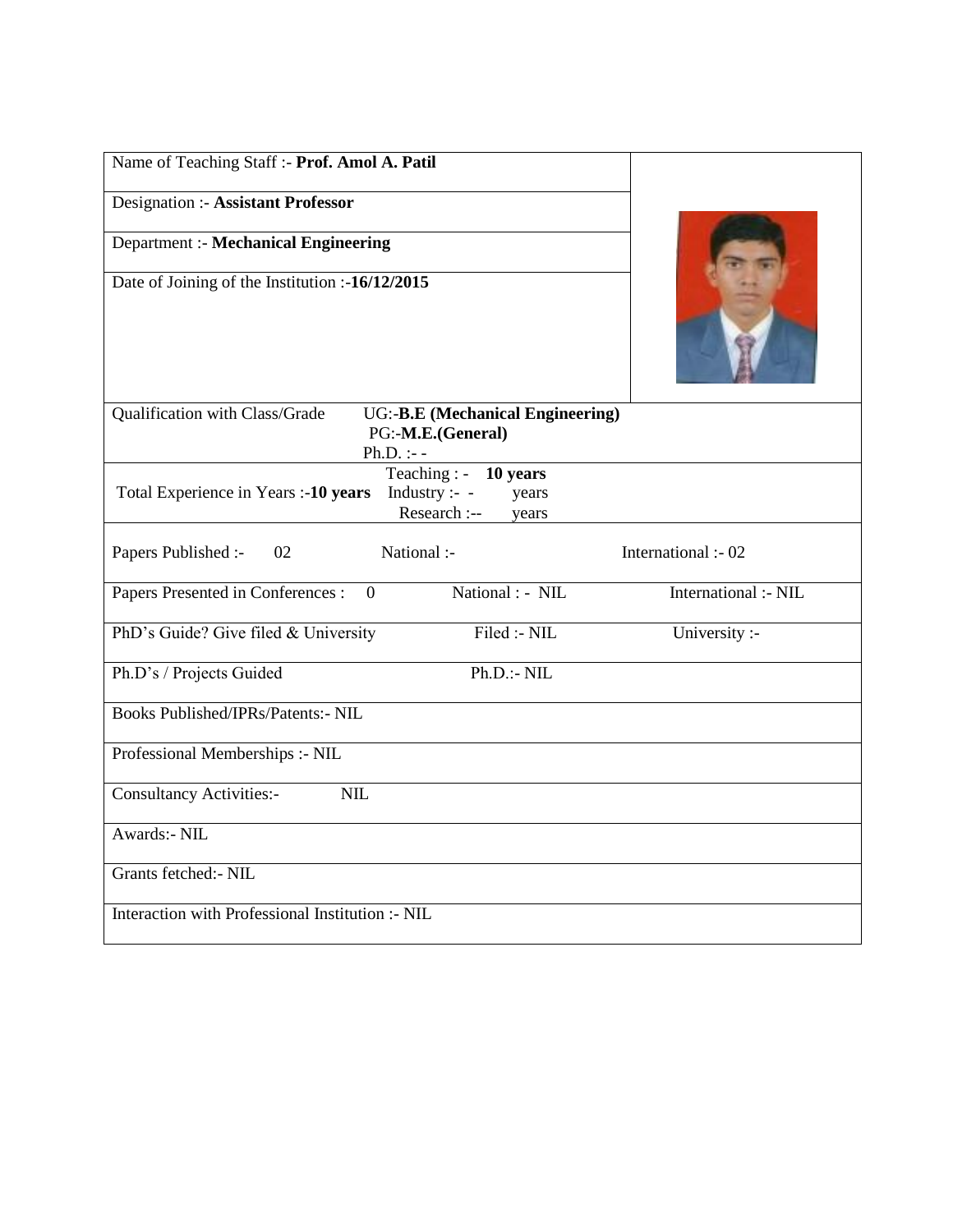| Name of Teaching Staff :- **Prof. Amol A. Patil** | | |
|---|---|---|
| Designation :- **Assistant Professor** | | |
| Department :- **Mechanical Engineering** | | |
| Date of Joining of the Institution :-**16/12/2015** | | |
| Qualification with Class/Grade | UG:-**B.E (Mechanical Engineering)**<br>PG:-**M.E.(General)**<br>Ph.D. :- - | |
| Total Experience in Years :-**10 years** | Teaching : - **10 years**<br>Industry :- - years<br>Research :-- years | |
| Papers Published :- 02 | National :- | International :- 02 |
| Papers Presented in Conferences : 0 | National : - NIL | International :- NIL |
| PhD's Guide? Give filed & University | Filed :- NIL | University :- |
| Ph.D's / Projects Guided | Ph.D.:- NIL | |
| Books Published/IPRs/Patents:- NIL | | |
| Professional Memberships :- NIL | | |
| Consultancy Activities:- NIL | | |
| Awards:- NIL | | |
| Grants fetched:- NIL | | |
| Interaction with Professional Institution :- NIL | | |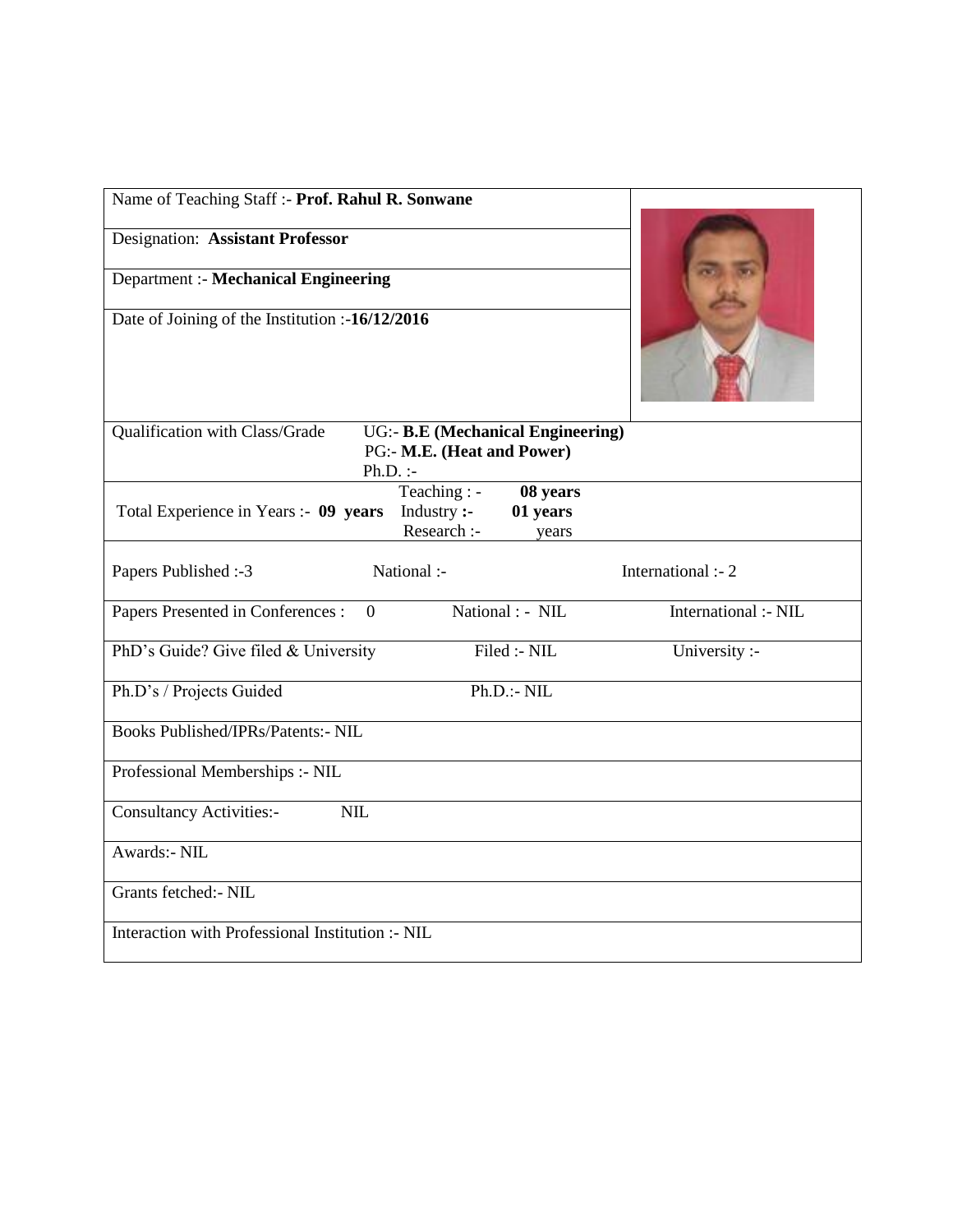| Name of Teaching Staff :- **Prof. Rahul R. Sonwane** | | |
|---|---|---|
| Designation: **Assistant Professor** | | |
| Department :- **Mechanical Engineering** | | |
| Date of Joining of the Institution :-**16/12/2016** | | |
| Qualification with Class/Grade | UG:- **B.E (Mechanical Engineering)**<br>PG:- **M.E. (Heat and Power)**<br>Ph.D. :- | |
| Total Experience in Years :- **09 years** | Teaching : - **08 years**<br>Industry **:- 01 years**<br>Research :- years | |
| Papers Published :-3 | National :- | International :- 2 |
| Papers Presented in Conferences : 0 | National : - NIL | International :- NIL |
| PhD's Guide? Give filed & University | Filed :- NIL | University :- |
| Ph.D's / Projects Guided | Ph.D.:- NIL | |
| Books Published/IPRs/Patents:- NIL | | |
| Professional Memberships :- NIL | | |
| Consultancy Activities:- NIL | | |
| Awards:- NIL | | |
| Grants fetched:- NIL | | |
| Interaction with Professional Institution :- NIL | | |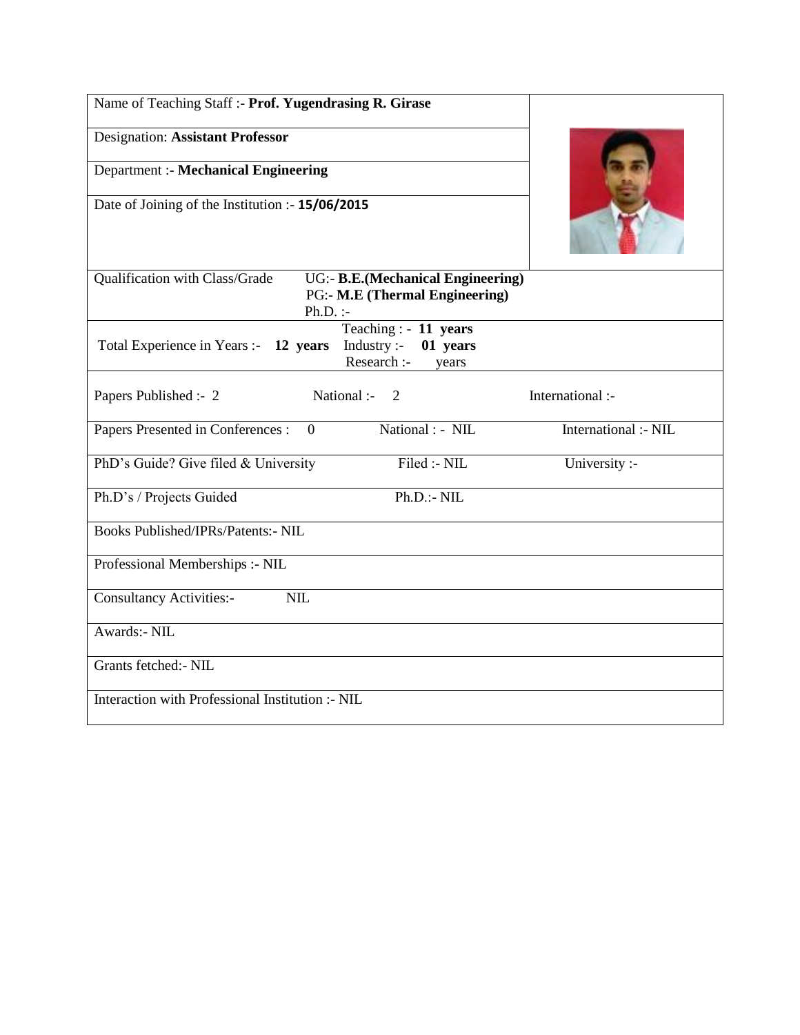| Name of Teaching Staff :- **Prof. Yugendrasing R. Girase** | | |
|---|---|---|
| Designation: **Assistant Professor** | | |
| Department :- **Mechanical Engineering** | | |
| Date of Joining of the Institution :- **15/06/2015** | | |
| Qualification with Class/Grade | UG:- **B.E.(Mechanical Engineering)**<br>PG:- **M.E (Thermal Engineering)**<br>Ph.D. :- | |
| Total Experience in Years :- **12 years** | Teaching : - **11 years**<br>Industry :- **01 years**<br>Research :- years | |
| Papers Published :- 2 | National :- 2 | International :- |
| Papers Presented in Conferences : 0 | National : - NIL | International :- NIL |
| PhD's Guide? Give filed & University | Filed :- NIL | University :- |
| Ph.D's / Projects Guided | Ph.D.:- NIL | |
| Books Published/IPRs/Patents:- NIL | | |
| Professional Memberships :- NIL | | |
| Consultancy Activities:- NIL | | |
| Awards:- NIL | | |
| Grants fetched:- NIL | | |
| Interaction with Professional Institution :- NIL | | |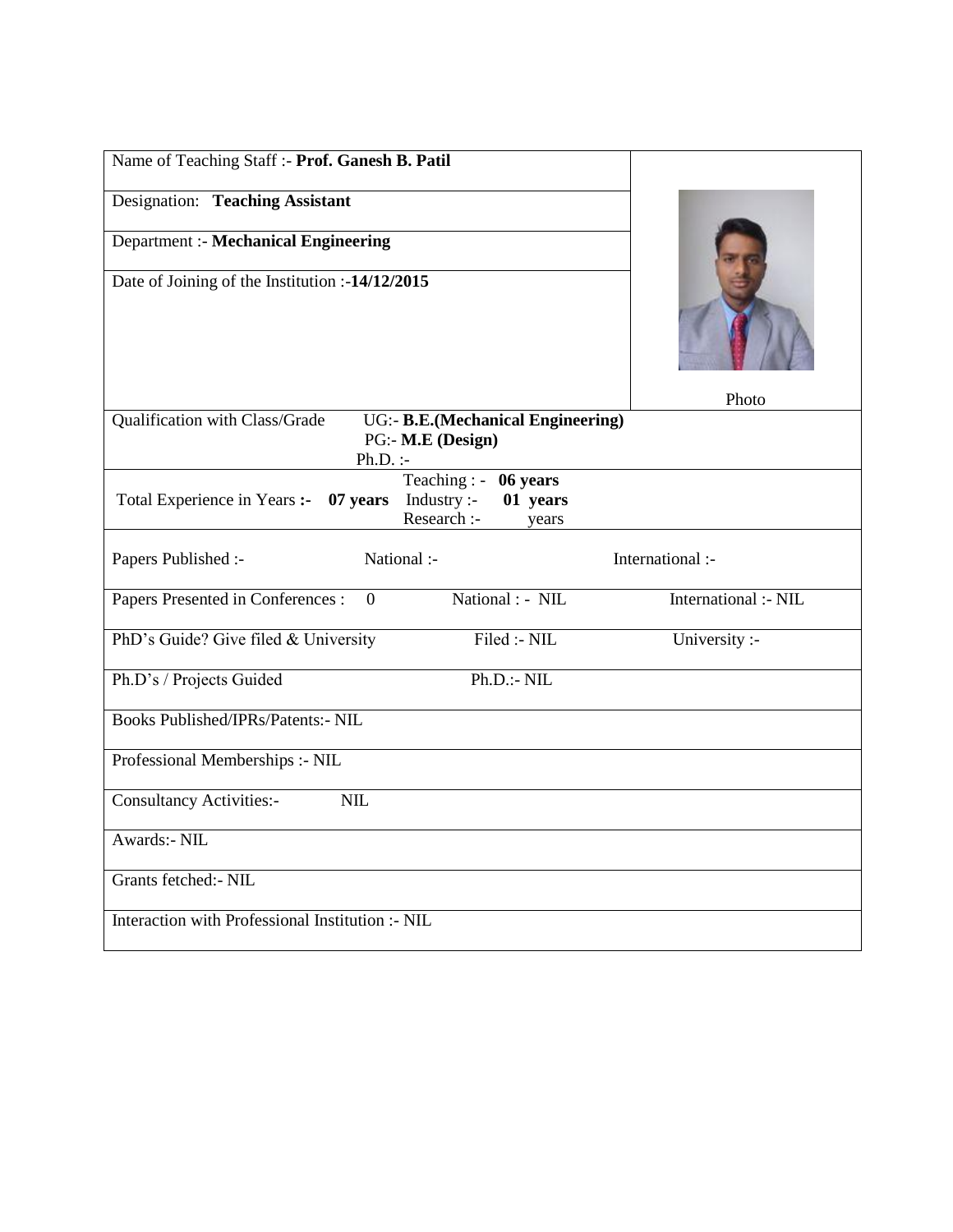| Name of Teaching Staff :- **Prof. Ganesh B. Patil** | Photo |
|---|---|
| Designation: **Teaching Assistant** | |
| Department :- **Mechanical Engineering** | |
| Date of Joining of the Institution :-**14/12/2015** | |

| | | |
|---|---|---|
| Qualification with Class/Grade | UG:- **B.E.(Mechanical Engineering)**<br>PG:- **M.E (Design)**<br>Ph.D. :- | |
| Total Experience in Years **:- 07 years** | Teaching : - **06 years**<br>Industry :- **01 years**<br>Research :- years | |
| Papers Published :- | National :- | International :- |
| Papers Presented in Conferences : 0 | National : - NIL | International :- NIL |
| PhD's Guide? Give filed & University | Filed :- NIL | University :- |
| Ph.D's / Projects Guided | Ph.D.:- NIL | |
| Books Published/IPRs/Patents:- NIL | | |
| Professional Memberships :- NIL | | |
| Consultancy Activities:- NIL | | |
| Awards:- NIL | | |
| Grants fetched:- NIL | | |
| Interaction with Professional Institution :- NIL | | |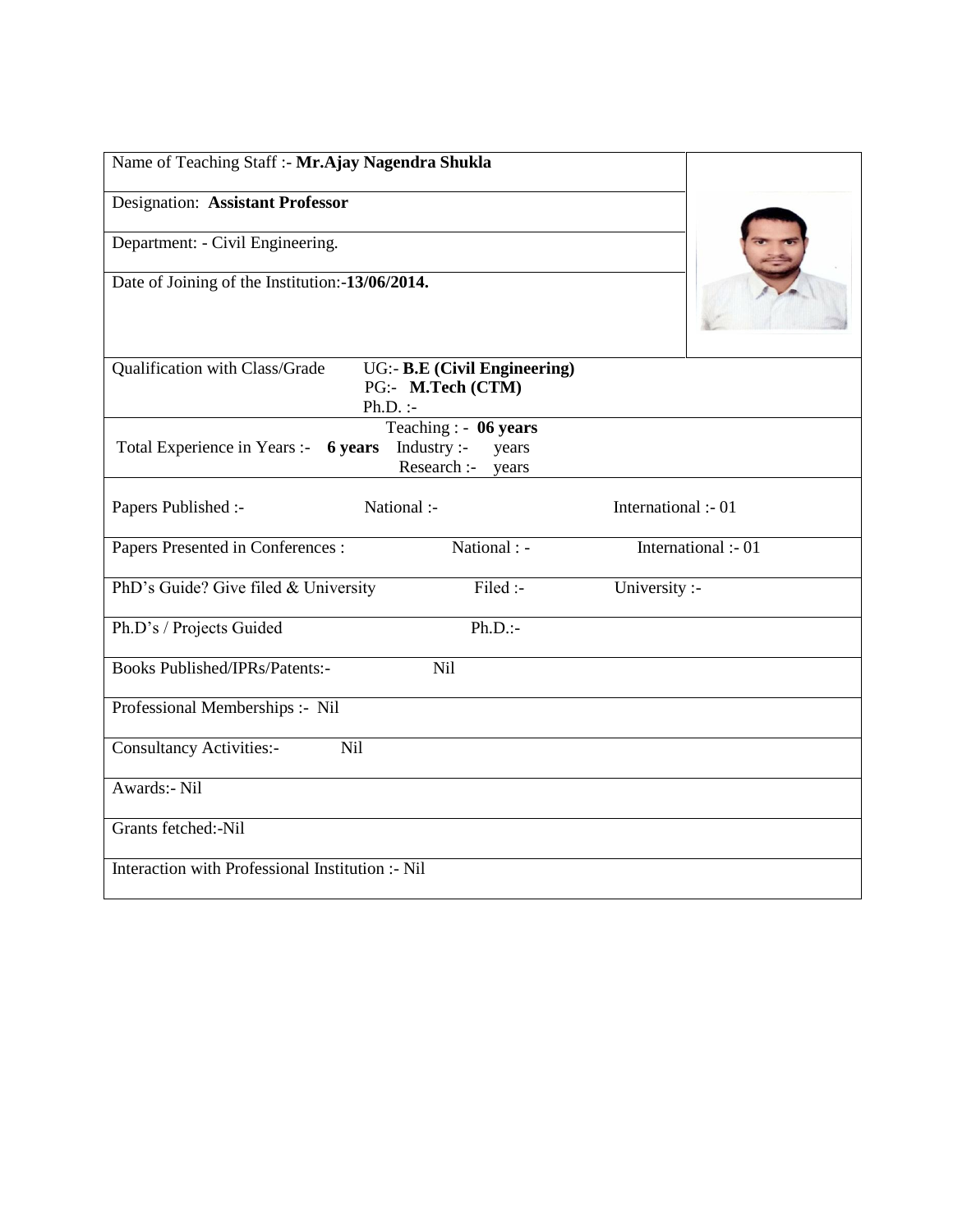| Name of Teaching Staff :- **Mr.Ajay Nagendra Shukla** | | |
|---|---|---|
| Designation: **Assistant Professor** | | |
| Department: - Civil Engineering. | | |
| Date of Joining of the Institution:-**13/06/2014.** | | |
| Qualification with Class/Grade | UG:- **B.E (Civil Engineering)**<br>PG:- **M.Tech (CTM)**<br>Ph.D. :- | |
| Total Experience in Years :- **6 years** | Teaching : - **06 years**<br>Industry :- years<br>Research :- years | |
| Papers Published :- | National :- | International :- 01 |
| Papers Presented in Conferences : | National : - | International :- 01 |
| PhD's Guide? Give filed & University | Filed :- | University :- |
| Ph.D's / Projects Guided | Ph.D.:- | |
| Books Published/IPRs/Patents:- | Nil | |
| Professional Memberships :- Nil | | |
| Consultancy Activities:- | Nil | |
| Awards:- Nil | | |
| Grants fetched:-Nil | | |
| Interaction with Professional Institution :- Nil | | |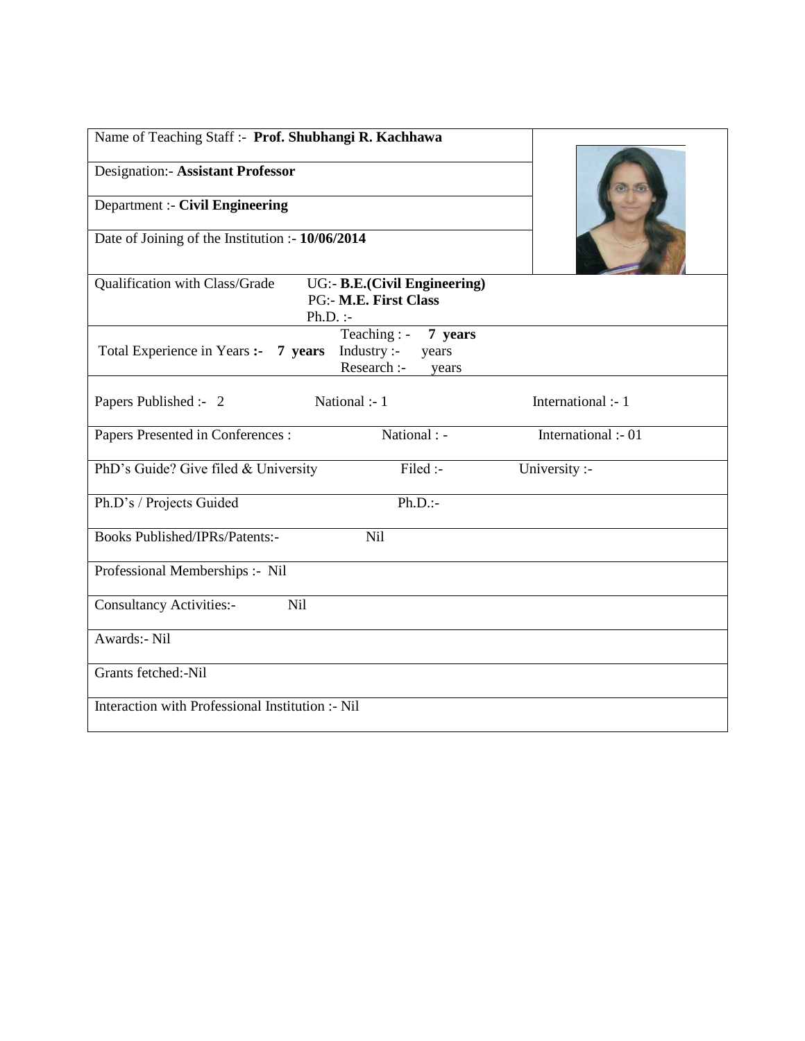| Name of Teaching Staff :- **Prof. Shubhangi R. Kachhawa** | | |
|---|---|---|
| Designation:- **Assistant Professor** | | |
| Department :- **Civil Engineering** | | |
| Date of Joining of the Institution :- **10/06/2014** | | |
| Qualification with Class/Grade | UG:- **B.E.(Civil Engineering)**<br>PG:- **M.E. First Class**<br>Ph.D. :- | |
| Total Experience in Years **:- 7 years** | Teaching : - **7 years**<br>Industry :- years<br>Research :- years | |
| Papers Published :- 2 | National :- 1 | International :- 1 |
| Papers Presented in Conferences : | National : - | International :- 01 |
| PhD's Guide? Give filed & University | Filed :- | University :- |
| Ph.D's / Projects Guided | Ph.D.:- | |
| Books Published/IPRs/Patents:- | Nil | |
| Professional Memberships :- Nil | | |
| Consultancy Activities:- Nil | | |
| Awards:- Nil | | |
| Grants fetched:-Nil | | |
| Interaction with Professional Institution :- Nil | | |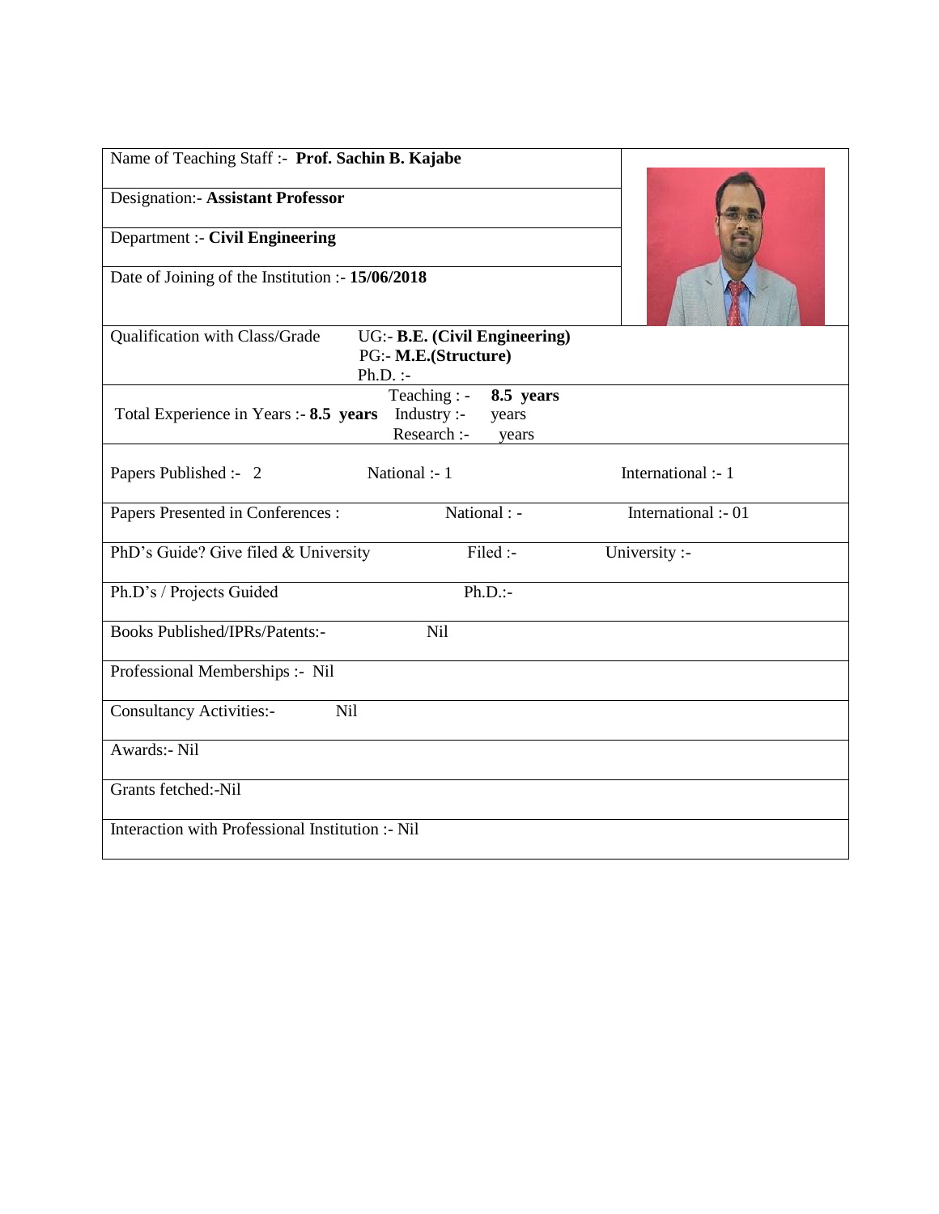| Name of Teaching Staff :- **Prof. Sachin B. Kajabe** | | |
|---|---|---|
| Designation:- **Assistant Professor** | | |
| Department :- **Civil Engineering** | | |
| Date of Joining of the Institution :- **15/06/2018** | | |
| Qualification with Class/Grade | UG:- **B.E. (Civil Engineering)**<br>PG:- **M.E.(Structure)**<br>Ph.D. :- | |
| Total Experience in Years :- **8.5 years** | Teaching : - **8.5 years**<br>Industry :- years<br>Research :- years | |
| Papers Published :- 2 | National :- 1 | International :- 1 |
| Papers Presented in Conferences : | National : - | International :- 01 |
| PhD's Guide? Give filed & University | Filed :- | University :- |
| Ph.D's / Projects Guided | Ph.D.:- | |
| Books Published/IPRs/Patents:- | Nil | |
| Professional Memberships :- Nil | | |
| Consultancy Activities:- | Nil | |
| Awards:- Nil | | |
| Grants fetched:-Nil | | |
| Interaction with Professional Institution :- Nil | | |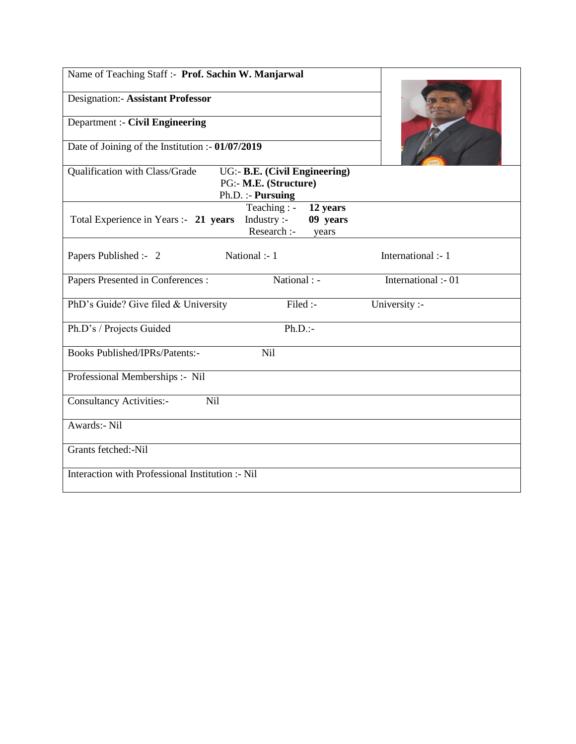| | | |
|---|---|---|
| Name of Teaching Staff :- **Prof. Sachin W. Manjarwal** | | |
| Designation:- **Assistant Professor** | | |
| Department :- **Civil Engineering** | | |
| Date of Joining of the Institution :- **01/07/2019** | | |
| Qualification with Class/Grade | UG:- **B.E. (Civil Engineering)**<br>PG:- **M.E. (Structure)**<br>Ph.D. :- **Pursuing** | |
| Total Experience in Years :- **21 years** | Teaching : - **12 years**<br>Industry :- **09 years**<br>Research :- years | |
| Papers Published :- 2 | National :- 1 | International :- 1 |
| Papers Presented in Conferences : | National : - | International :- 01 |
| PhD's Guide? Give filed & University | Filed :- | University :- |
| Ph.D's / Projects Guided | Ph.D.:- | |
| Books Published/IPRs/Patents:- | Nil | |
| Professional Memberships :- Nil | | |
| Consultancy Activities:- Nil | | |
| Awards:- Nil | | |
| Grants fetched:-Nil | | |
| Interaction with Professional Institution :- Nil | | |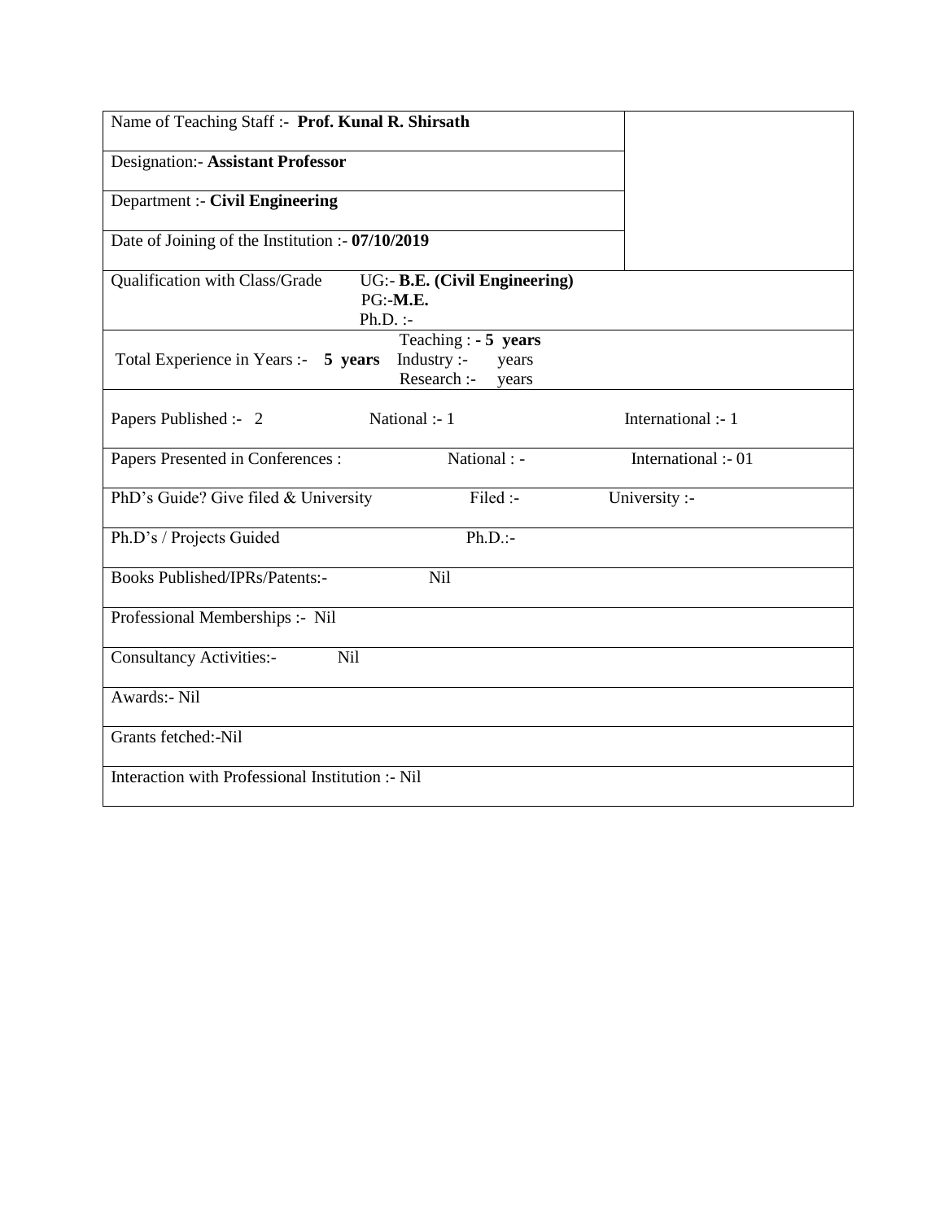| | |
|---|---|
| Name of Teaching Staff :- **Prof. Kunal R. Shirsath** | |
| Designation:- **Assistant Professor** | |
| Department :- **Civil Engineering** | |
| Date of Joining of the Institution :- **07/10/2019** | |

| | | |
|---|---|---|
| Qualification with Class/Grade | UG:- **B.E. (Civil Engineering)**<br>PG:-**M.E.**<br>Ph.D. :- | |
| Total Experience in Years :- **5 years** | Teaching : - **5 years**<br>Industry :- years<br>Research :- years | |
| Papers Published :- 2 | National :- 1 | International :- 1 |
| Papers Presented in Conferences : | National : - | International :- 01 |
| PhD's Guide? Give filed & University | Filed :- | University :- |
| Ph.D's / Projects Guided | Ph.D.:- | |
| Books Published/IPRs/Patents:- | Nil | |
| Professional Memberships :- Nil | | |
| Consultancy Activities:- Nil | | |
| Awards:- Nil | | |
| Grants fetched:-Nil | | |
| Interaction with Professional Institution :- Nil | | |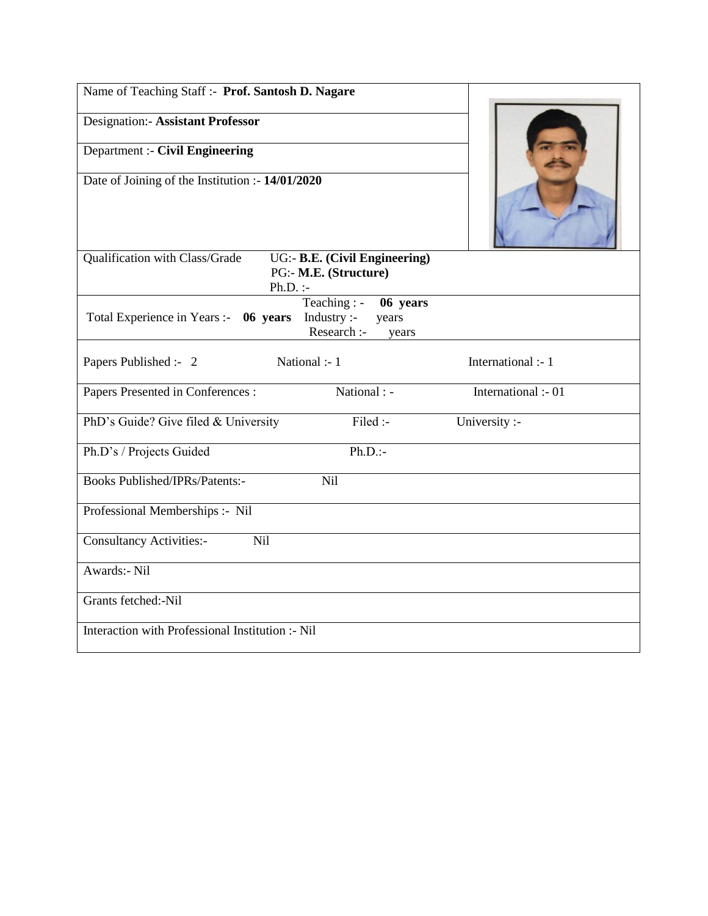| Name of Teaching Staff :- **Prof. Santosh D. Nagare** | | |
|---|---|---|
| Designation:- **Assistant Professor** | | |
| Department :- **Civil Engineering** | | |
| Date of Joining of the Institution :- **14/01/2020** | | |
| Qualification with Class/Grade | UG:- **B.E. (Civil Engineering)**<br>PG:- **M.E. (Structure)**<br>Ph.D. :- | |
| Total Experience in Years :- **06 years** | Teaching : - **06 years**<br>Industry :- years<br>Research :- years | |
| Papers Published :- 2 | National :- 1 | International :- 1 |
| Papers Presented in Conferences : | National : - | International :- 01 |
| PhD's Guide? Give filed & University | Filed :- | University :- |
| Ph.D's / Projects Guided | Ph.D.:- | |
| Books Published/IPRs/Patents:- | Nil | |
| Professional Memberships :- Nil | | |
| Consultancy Activities:- Nil | | |
| Awards:- Nil | | |
| Grants fetched:-Nil | | |
| Interaction with Professional Institution :- Nil | | |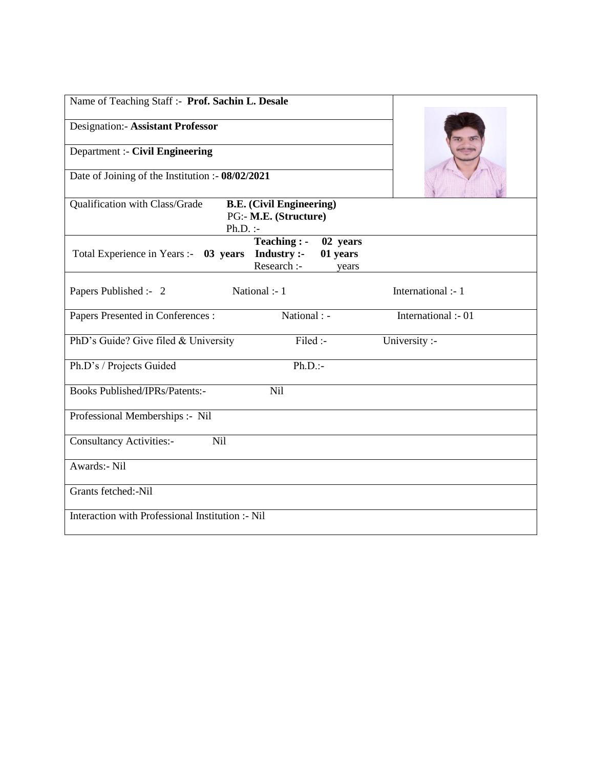| Name of Teaching Staff :- **Prof. Sachin L. Desale** | |
|---|---|
| Designation:- **Assistant Professor** | |
| Department :- **Civil Engineering** | |
| Date of Joining of the Institution :- **08/02/2021** | |

| Qualification with Class/Grade | **B.E. (Civil Engineering)**<br>PG:- **M.E. (Structure)**<br>Ph.D. :- | |
|---|---|---|
| Total Experience in Years :- **03 years** | **Teaching : - 02 years**<br>**Industry :- 01 years**<br>Research :- years | |
| Papers Published :- 2 | National :- 1 | International :- 1 |
| Papers Presented in Conferences : | National : - | International :- 01 |
| PhD's Guide? Give filed & University | Filed :- | University :- |
| Ph.D's / Projects Guided | Ph.D.:- | |
| Books Published/IPRs/Patents:- | Nil | |
| Professional Memberships :- Nil | | |
| Consultancy Activities:- Nil | | |
| Awards:- Nil | | |
| Grants fetched:-Nil | | |
| Interaction with Professional Institution :- Nil | | |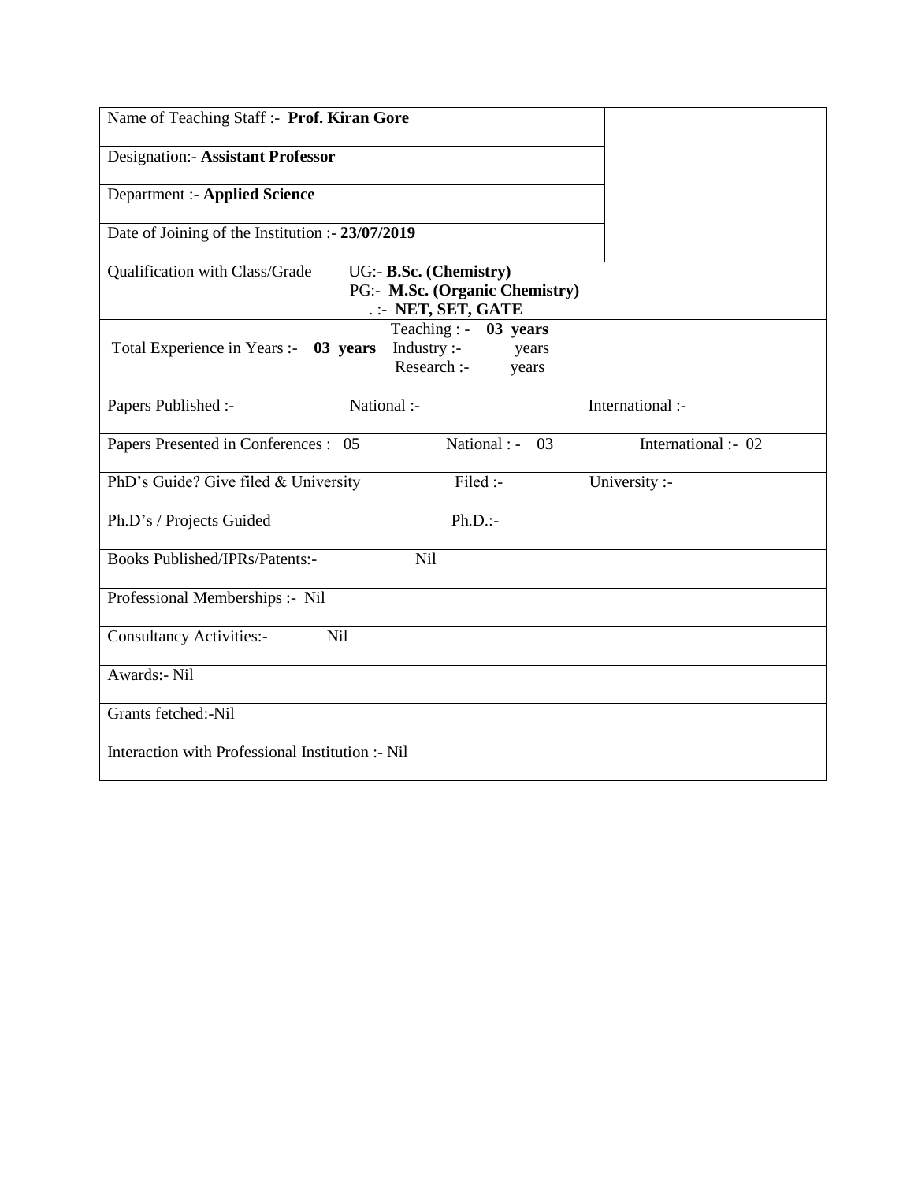| Name of Teaching Staff :- **Prof. Kiran Gore** | | |
|---|---|---|
| Designation:- **Assistant Professor** | | |
| Department :- **Applied Science** | | |
| Date of Joining of the Institution :- **23/07/2019** | | |
| Qualification with Class/Grade | UG:- **B.Sc. (Chemistry)**<br>PG:- **M.Sc. (Organic Chemistry)**<br>. :- **NET, SET, GATE** | |
| Total Experience in Years :- **03 years** | Teaching : - **03 years**<br>Industry :- years<br>Research :- years | |
| Papers Published :- | National :- | International :- |
| Papers Presented in Conferences : 05 | National : - 03 | International :- 02 |
| PhD's Guide? Give filed & University | Filed :- | University :- |
| Ph.D's / Projects Guided | Ph.D.:- | |
| Books Published/IPRs/Patents:- | Nil | |
| Professional Memberships :- Nil | | |
| Consultancy Activities:- Nil | | |
| Awards:- Nil | | |
| Grants fetched:-Nil | | |
| Interaction with Professional Institution :- Nil | | |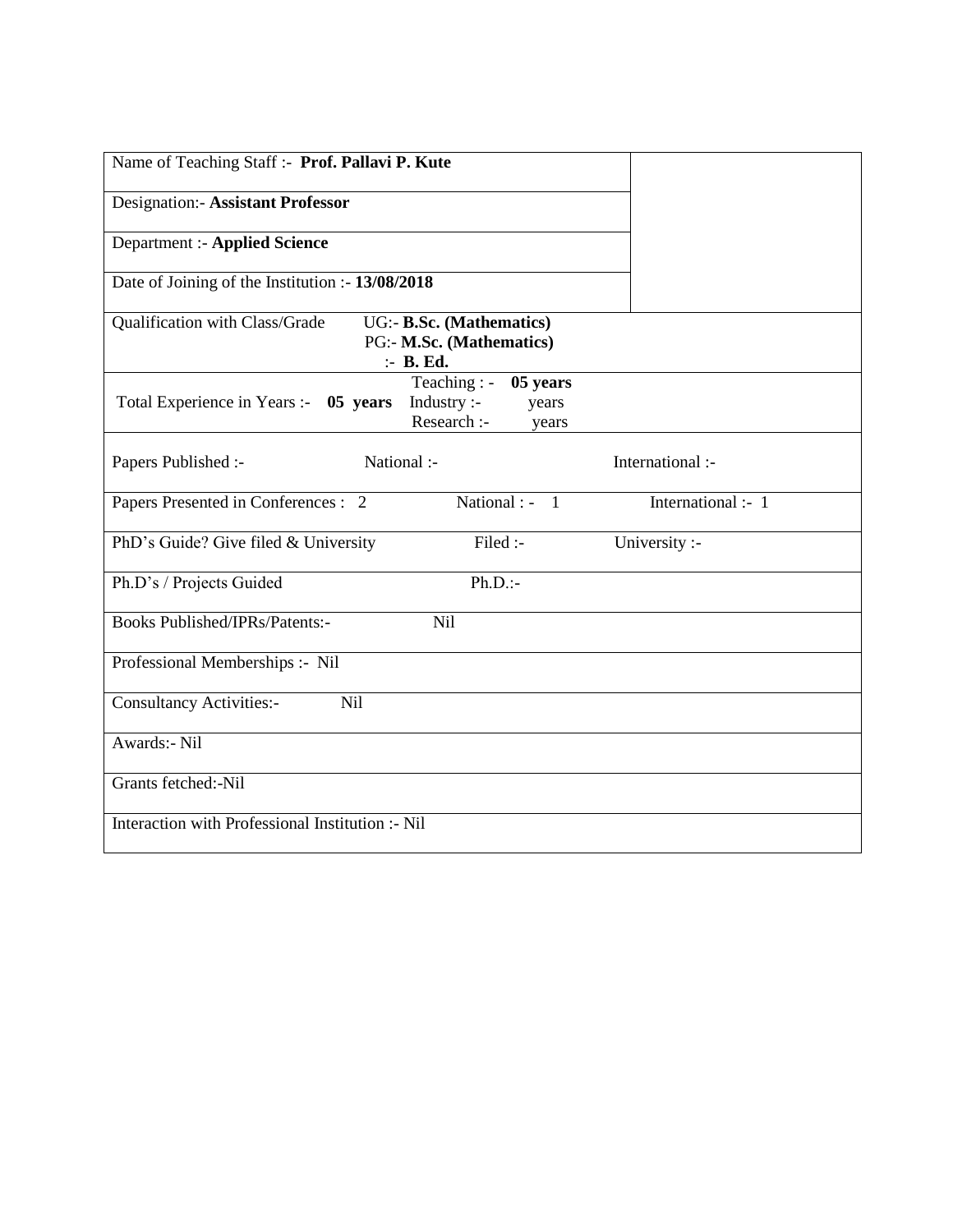| Name of Teaching Staff :- **Prof. Pallavi P. Kute** | |
|---|---|
| Designation:- **Assistant Professor** | |
| Department :- **Applied Science** | |
| Date of Joining of the Institution :- **13/08/2018** | |
| Qualification with Class/Grade UG:- **B.Sc. (Mathematics)** PG:- **M.Sc. (Mathematics)** :- **B. Ed.** | |
| Total Experience in Years :- **05 years** Teaching : - **05 years** Industry :- years Research :- years | |
| Papers Published :- National :- International :- | |
| Papers Presented in Conferences : 2 National : - 1 International :- 1 | |
| PhD's Guide? Give filed & University Filed :- University :- | |
| Ph.D's / Projects Guided Ph.D.:- | |
| Books Published/IPRs/Patents:- Nil | |
| Professional Memberships :- Nil | |
| Consultancy Activities:- Nil | |
| Awards:- Nil | |
| Grants fetched:-Nil | |
| Interaction with Professional Institution :- Nil | |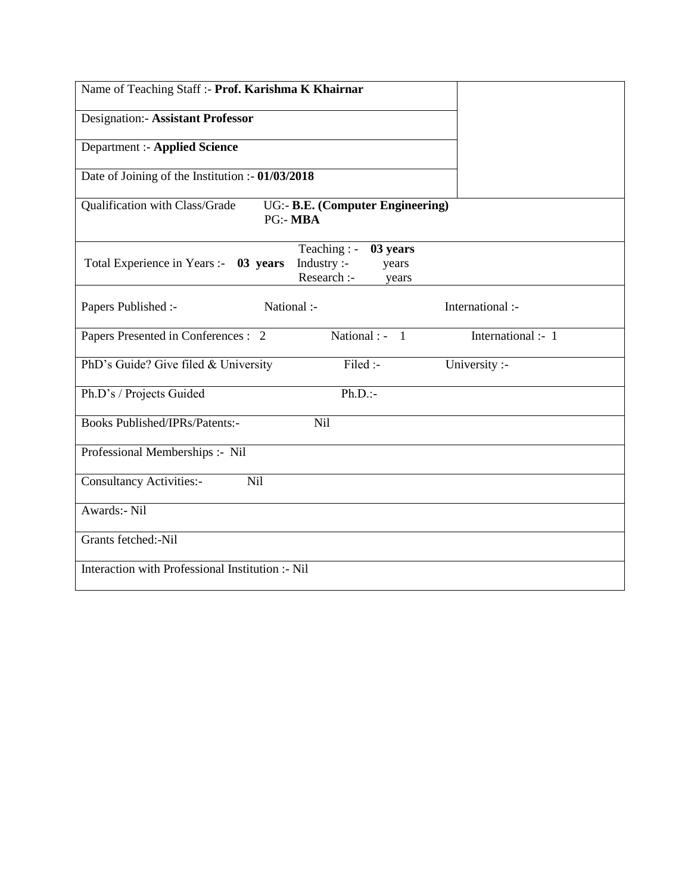| | | | |
|---|---|---|---|
| Name of Teaching Staff :- **Prof. Karishma K Khairnar** | | | |
| Designation:- **Assistant Professor** | | | |
| Department :- **Applied Science** | | | |
| Date of Joining of the Institution :- **01/03/2018** | | | |
| Qualification with Class/Grade | UG:- **B.E. (Computer Engineering)** PG:- **MBA** | | |
| Total Experience in Years :- **03 years** | Teaching : - **03 years** Industry :- years Research :- years | | |
| Papers Published :- | National :- | International :- | |
| Papers Presented in Conferences : 2 | National : - 1 | International :- 1 | |
| PhD's Guide? Give filed & University | Filed :- | University :- | |
| Ph.D's / Projects Guided | Ph.D.:- | | |
| Books Published/IPRs/Patents:- | Nil | | |
| Professional Memberships :- Nil | | | |
| Consultancy Activities:- Nil | | | |
| Awards:- Nil | | | |
| Grants fetched:-Nil | | | |
| Interaction with Professional Institution :- Nil | | | |